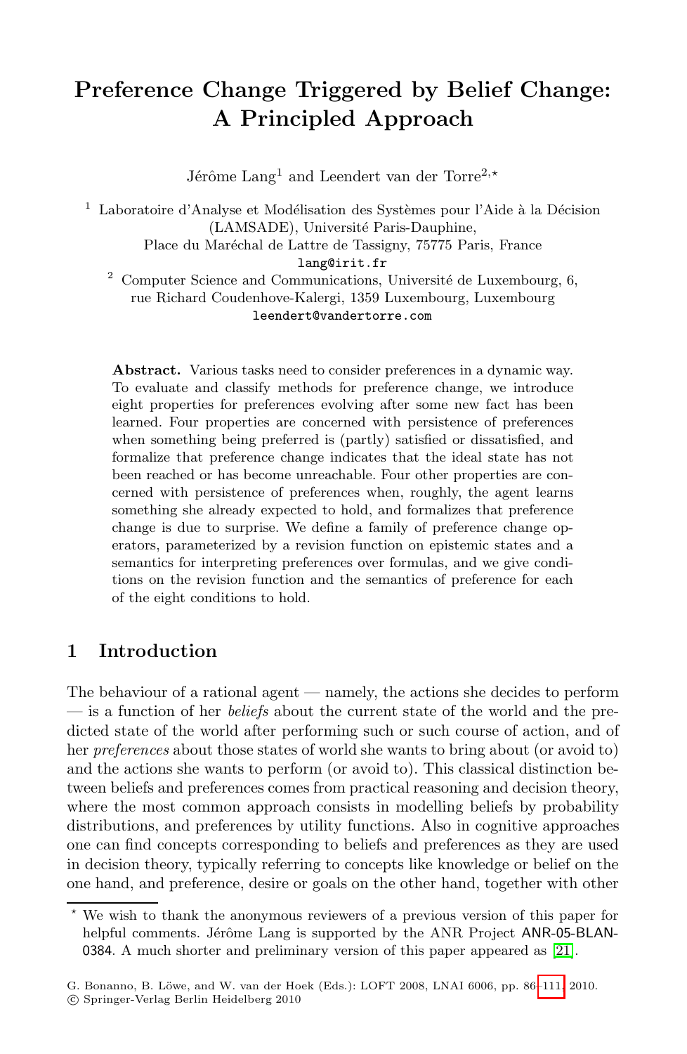# Preference Change Triggered by Belief Change: A Principled Approach

Jérôme Lang[1] and Leendert van der Torre[2,⋆]

[1] Laboratoire d'Analyse et Modélisation des Systèmes pour l'Aide à la Décision (LAMSADE), Université Paris-Dauphine, Place du Maréchal de Lattre de Tassigny, 75775 Paris, France
lang@irit.fr

[2] Computer Science and Communications, Université de Luxembourg, 6, rue Richard Coudenhove-Kalergi, 1359 Luxembourg, Luxembourg
leendert@vandertorre.com

**Abstract.** Various tasks need to consider preferences in a dynamic way. To evaluate and classify methods for preference change, we introduce eight properties for preferences evolving after some new fact has been learned. Four properties are concerned with persistence of preferences when something being preferred is (partly) satisfied or dissatisfied, and formalize that preference change indicates that the ideal state has not been reached or has become unreachable. Four other properties are concerned with persistence of preferences when, roughly, the agent learns something she already expected to hold, and formalizes that preference change is due to surprise. We define a family of preference change operators, parameterized by a revision function on epistemic states and a semantics for interpreting preferences over formulas, and we give conditions on the revision function and the semantics of preference for each of the eight conditions to hold.

## 1 Introduction

The behaviour of a rational agent — namely, the actions she decides to perform — is a function of her *beliefs* about the current state of the world and the predicted state of the world after performing such or such course of action, and of her *preferences* about those states of world she wants to bring about (or avoid to) and the actions she wants to perform (or avoid to). This classical distinction between beliefs and preferences comes from practical reasoning and decision theory, where the most common approach consists in modelling beliefs by probability distributions, and preferences by utility functions. Also in cognitive approaches one can find concepts corresponding to beliefs and preferences as they are used in decision theory, typically referring to concepts like knowledge or belief on the one hand, and preference, desire or goals on the other hand, together with other

---

⋆ We wish to thank the anonymous reviewers of a previous version of this paper for helpful comments. Jérôme Lang is supported by the ANR Project ANR-05-BLAN-0384. A much shorter and preliminary version of this paper appeared as [21].

G. Bonanno, B. Löwe, and W. van der Hoek (Eds.): LOFT 2008, LNAI 6006, pp. 86–111, 2010.
© Springer-Verlag Berlin Heidelberg 2010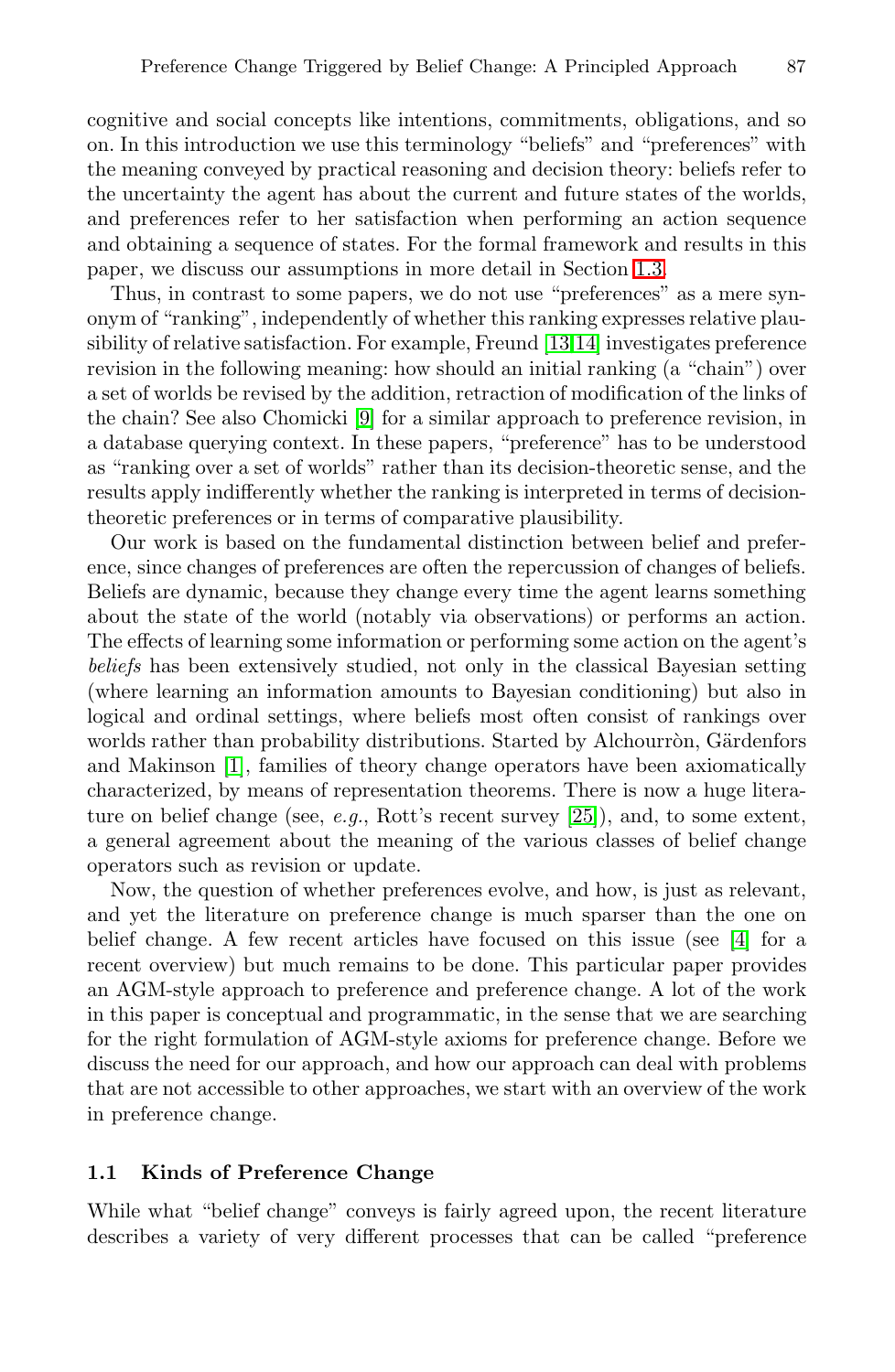cognitive and social concepts like intentions, commitments, obligations, and so on. In this introduction we use this terminology "beliefs" and "preferences" with the meaning conveyed by practical reasoning and decision theory: beliefs refer to the uncertainty the agent has about the current and future states of the worlds, and preferences refer to her satisfaction when performing an action sequence and obtaining a sequence of states. For the formal framework and results in this paper, we discuss our assumptions in more detail in Section 1.3.

Thus, in contrast to some papers, we do not use "preferences" as a mere synonym of "ranking", independently of whether this ranking expresses relative plausibility of relative satisfaction. For example, Freund [13,14] investigates preference revision in the following meaning: how should an initial ranking (a "chain") over a set of worlds be revised by the addition, retraction of modification of the links of the chain? See also Chomicki [9] for a similar approach to preference revision, in a database querying context. In these papers, "preference" has to be understood as "ranking over a set of worlds" rather than its decision-theoretic sense, and the results apply indifferently whether the ranking is interpreted in terms of decision-theoretic preferences or in terms of comparative plausibility.

Our work is based on the fundamental distinction between belief and preference, since changes of preferences are often the repercussion of changes of beliefs. Beliefs are dynamic, because they change every time the agent learns something about the state of the world (notably via observations) or performs an action. The effects of learning some information or performing some action on the agent's *beliefs* has been extensively studied, not only in the classical Bayesian setting (where learning an information amounts to Bayesian conditioning) but also in logical and ordinal settings, where beliefs most often consist of rankings over worlds rather than probability distributions. Started by Alchourròn, Gärdenfors and Makinson [1], families of theory change operators have been axiomatically characterized, by means of representation theorems. There is now a huge literature on belief change (see, *e.g.*, Rott's recent survey [25]), and, to some extent, a general agreement about the meaning of the various classes of belief change operators such as revision or update.

Now, the question of whether preferences evolve, and how, is just as relevant, and yet the literature on preference change is much sparser than the one on belief change. A few recent articles have focused on this issue (see [4] for a recent overview) but much remains to be done. This particular paper provides an AGM-style approach to preference and preference change. A lot of the work in this paper is conceptual and programmatic, in the sense that we are searching for the right formulation of AGM-style axioms for preference change. Before we discuss the need for our approach, and how our approach can deal with problems that are not accessible to other approaches, we start with an overview of the work in preference change.

### 1.1 Kinds of Preference Change

While what "belief change" conveys is fairly agreed upon, the recent literature describes a variety of very different processes that can be called "preference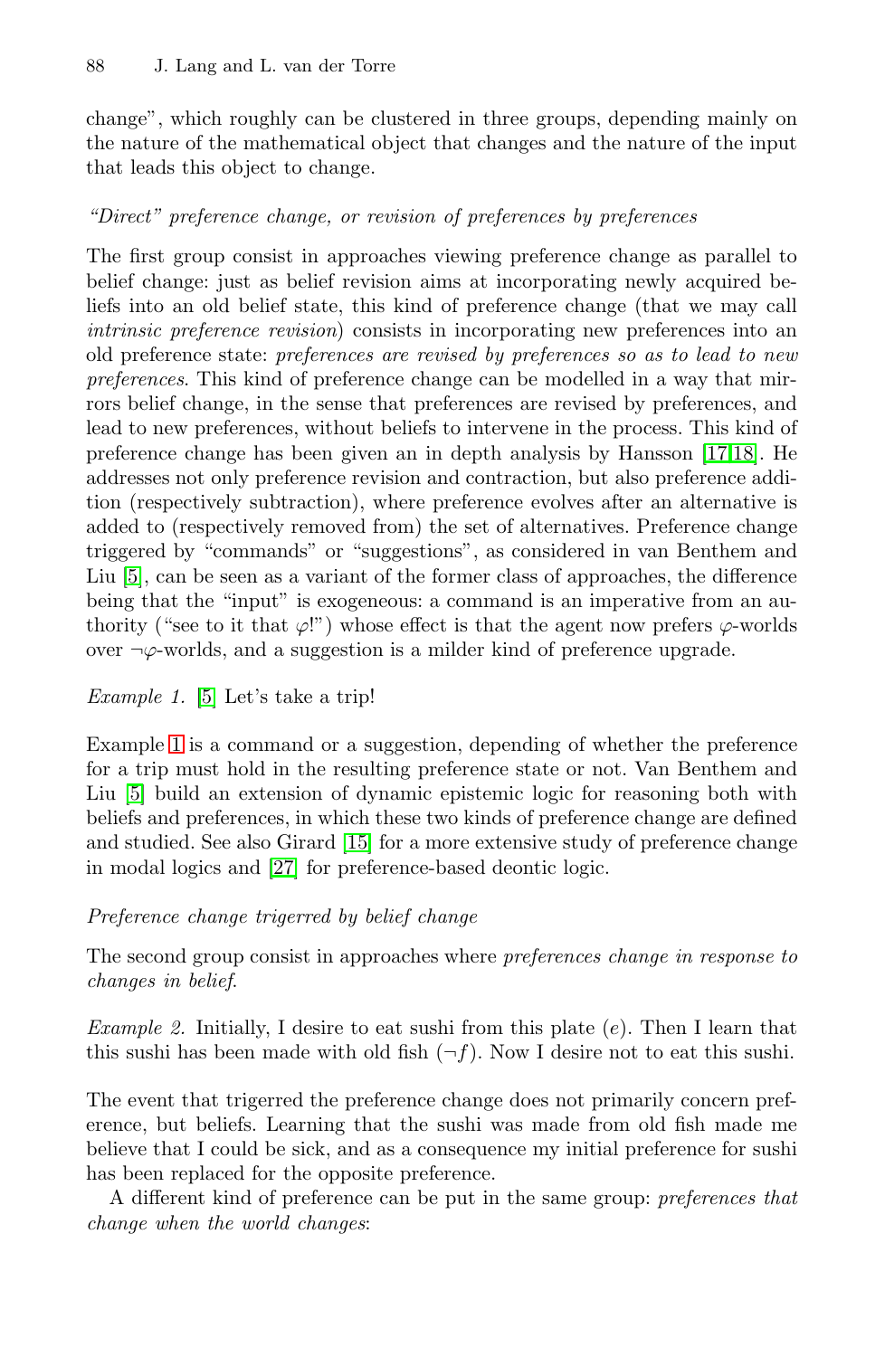change", which roughly can be clustered in three groups, depending mainly on the nature of the mathematical object that changes and the nature of the input that leads this object to change.

*"Direct" preference change, or revision of preferences by preferences*

The first group consist in approaches viewing preference change as parallel to belief change: just as belief revision aims at incorporating newly acquired beliefs into an old belief state, this kind of preference change (that we may call *intrinsic preference revision*) consists in incorporating new preferences into an old preference state: *preferences are revised by preferences so as to lead to new preferences*. This kind of preference change can be modelled in a way that mirrors belief change, in the sense that preferences are revised by preferences, and lead to new preferences, without beliefs to intervene in the process. This kind of preference change has been given an in depth analysis by Hansson [17,18]. He addresses not only preference revision and contraction, but also preference addition (respectively subtraction), where preference evolves after an alternative is added to (respectively removed from) the set of alternatives. Preference change triggered by "commands" or "suggestions", as considered in van Benthem and Liu [5], can be seen as a variant of the former class of approaches, the difference being that the "input" is exogeneous: a command is an imperative from an authority ("see to it that $\varphi$!") whose effect is that the agent now prefers $\varphi$-worlds over $\neg\varphi$-worlds, and a suggestion is a milder kind of preference upgrade.

*Example 1.* [5] Let's take a trip!

Example 1 is a command or a suggestion, depending of whether the preference for a trip must hold in the resulting preference state or not. Van Benthem and Liu [5] build an extension of dynamic epistemic logic for reasoning both with beliefs and preferences, in which these two kinds of preference change are defined and studied. See also Girard [15] for a more extensive study of preference change in modal logics and [27] for preference-based deontic logic.

*Preference change trigerred by belief change*

The second group consist in approaches where *preferences change in response to changes in belief.*

*Example 2.* Initially, I desire to eat sushi from this plate ($e$). Then I learn that this sushi has been made with old fish ($\neg f$). Now I desire not to eat this sushi.

The event that trigerred the preference change does not primarily concern preference, but beliefs. Learning that the sushi was made from old fish made me believe that I could be sick, and as a consequence my initial preference for sushi has been replaced for the opposite preference.

A different kind of preference can be put in the same group: *preferences that change when the world changes*: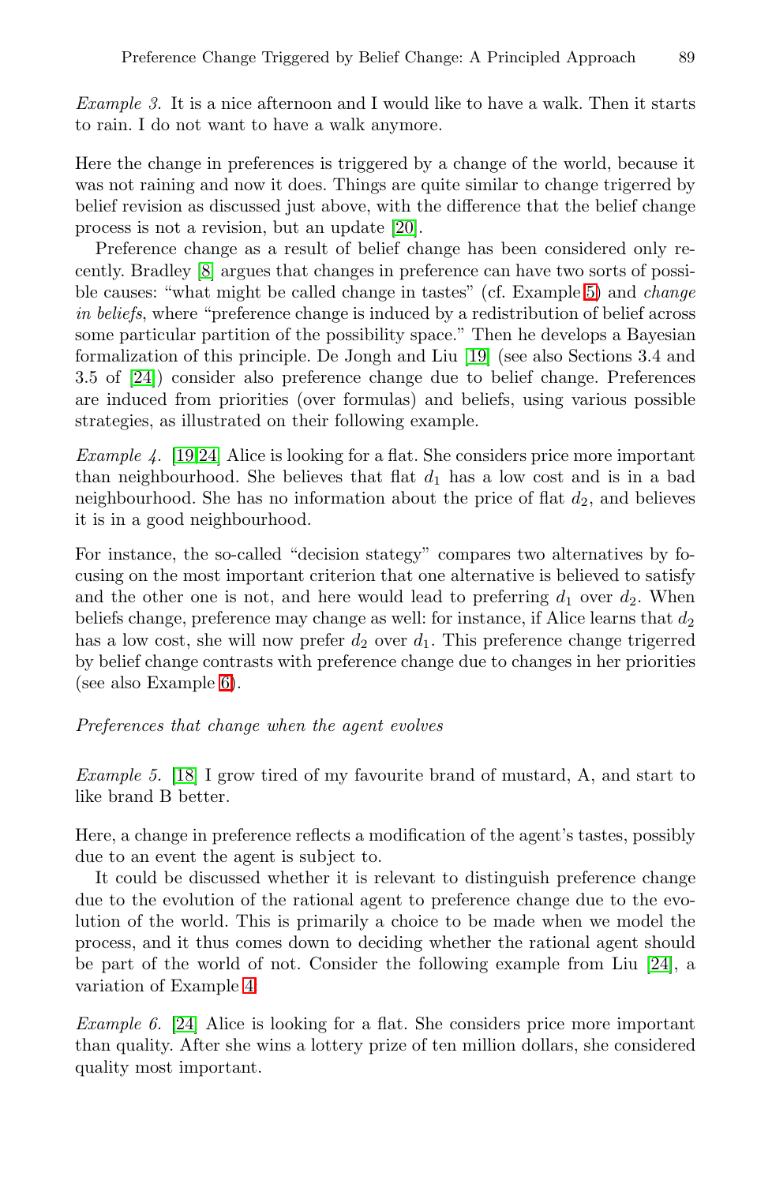*Example 3.* It is a nice afternoon and I would like to have a walk. Then it starts to rain. I do not want to have a walk anymore.

Here the change in preferences is triggered by a change of the world, because it was not raining and now it does. Things are quite similar to change trigerred by belief revision as discussed just above, with the difference that the belief change process is not a revision, but an update [20].

Preference change as a result of belief change has been considered only recently. Bradley [8] argues that changes in preference can have two sorts of possible causes: "what might be called change in tastes" (cf. Example 5) and *change in beliefs*, where "preference change is induced by a redistribution of belief across some particular partition of the possibility space." Then he develops a Bayesian formalization of this principle. De Jongh and Liu [19] (see also Sections 3.4 and 3.5 of [24]) consider also preference change due to belief change. Preferences are induced from priorities (over formulas) and beliefs, using various possible strategies, as illustrated on their following example.

*Example 4.* [19,24] Alice is looking for a flat. She considers price more important than neighbourhood. She believes that flat $d_1$ has a low cost and is in a bad neighbourhood. She has no information about the price of flat $d_2$, and believes it is in a good neighbourhood.

For instance, the so-called "decision stategy" compares two alternatives by focusing on the most important criterion that one alternative is believed to satisfy and the other one is not, and here would lead to preferring $d_1$ over $d_2$. When beliefs change, preference may change as well: for instance, if Alice learns that $d_2$ has a low cost, she will now prefer $d_2$ over $d_1$. This preference change trigerred by belief change contrasts with preference change due to changes in her priorities (see also Example 6).

*Preferences that change when the agent evolves*

*Example 5.* [18] I grow tired of my favourite brand of mustard, A, and start to like brand B better.

Here, a change in preference reflects a modification of the agent's tastes, possibly due to an event the agent is subject to.

It could be discussed whether it is relevant to distinguish preference change due to the evolution of the rational agent to preference change due to the evolution of the world. This is primarily a choice to be made when we model the process, and it thus comes down to deciding whether the rational agent should be part of the world of not. Consider the following example from Liu [24], a variation of Example 4.

*Example 6.* [24] Alice is looking for a flat. She considers price more important than quality. After she wins a lottery prize of ten million dollars, she considered quality most important.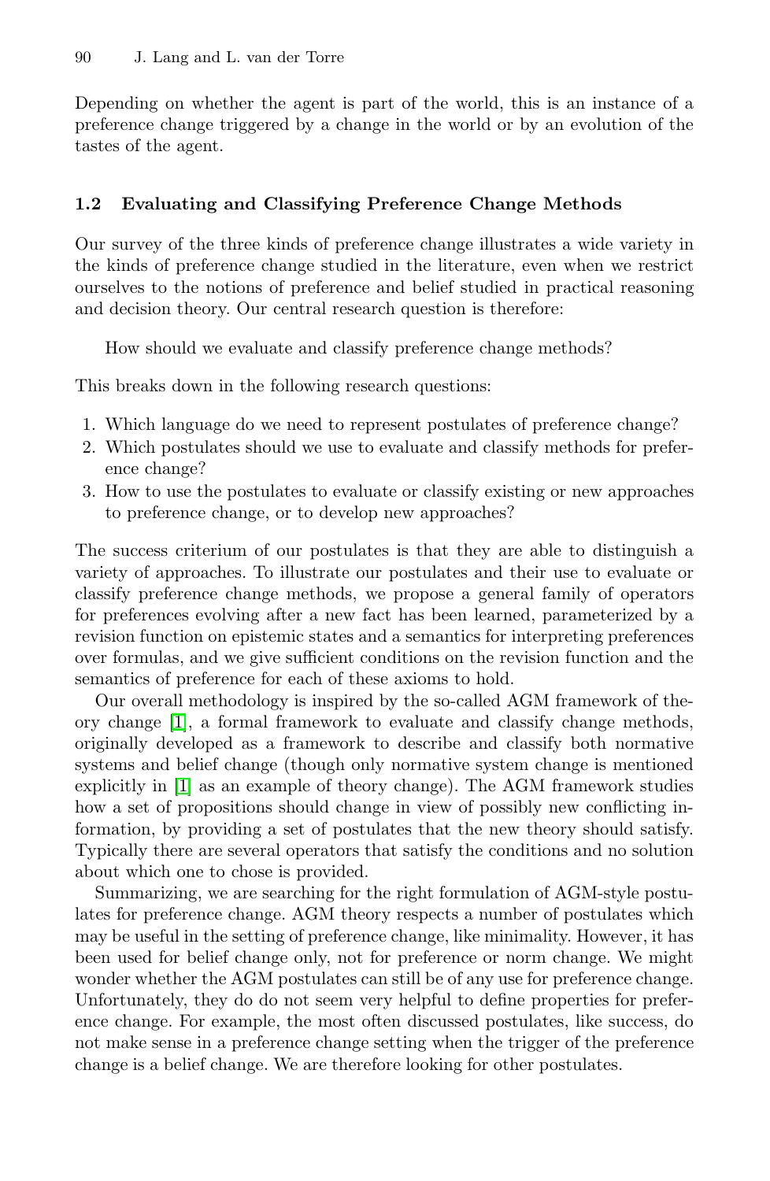Depending on whether the agent is part of the world, this is an instance of a preference change triggered by a change in the world or by an evolution of the tastes of the agent.

### 1.2 Evaluating and Classifying Preference Change Methods

Our survey of the three kinds of preference change illustrates a wide variety in the kinds of preference change studied in the literature, even when we restrict ourselves to the notions of preference and belief studied in practical reasoning and decision theory. Our central research question is therefore:

> How should we evaluate and classify preference change methods?

This breaks down in the following research questions:

1. Which language do we need to represent postulates of preference change?
2. Which postulates should we use to evaluate and classify methods for preference change?
3. How to use the postulates to evaluate or classify existing or new approaches to preference change, or to develop new approaches?

The success criterium of our postulates is that they are able to distinguish a variety of approaches. To illustrate our postulates and their use to evaluate or classify preference change methods, we propose a general family of operators for preferences evolving after a new fact has been learned, parameterized by a revision function on epistemic states and a semantics for interpreting preferences over formulas, and we give sufficient conditions on the revision function and the semantics of preference for each of these axioms to hold.

Our overall methodology is inspired by the so-called AGM framework of theory change [1], a formal framework to evaluate and classify change methods, originally developed as a framework to describe and classify both normative systems and belief change (though only normative system change is mentioned explicitly in [1] as an example of theory change). The AGM framework studies how a set of propositions should change in view of possibly new conflicting information, by providing a set of postulates that the new theory should satisfy. Typically there are several operators that satisfy the conditions and no solution about which one to chose is provided.

Summarizing, we are searching for the right formulation of AGM-style postulates for preference change. AGM theory respects a number of postulates which may be useful in the setting of preference change, like minimality. However, it has been used for belief change only, not for preference or norm change. We might wonder whether the AGM postulates can still be of any use for preference change. Unfortunately, they do do not seem very helpful to define properties for preference change. For example, the most often discussed postulates, like success, do not make sense in a preference change setting when the trigger of the preference change is a belief change. We are therefore looking for other postulates.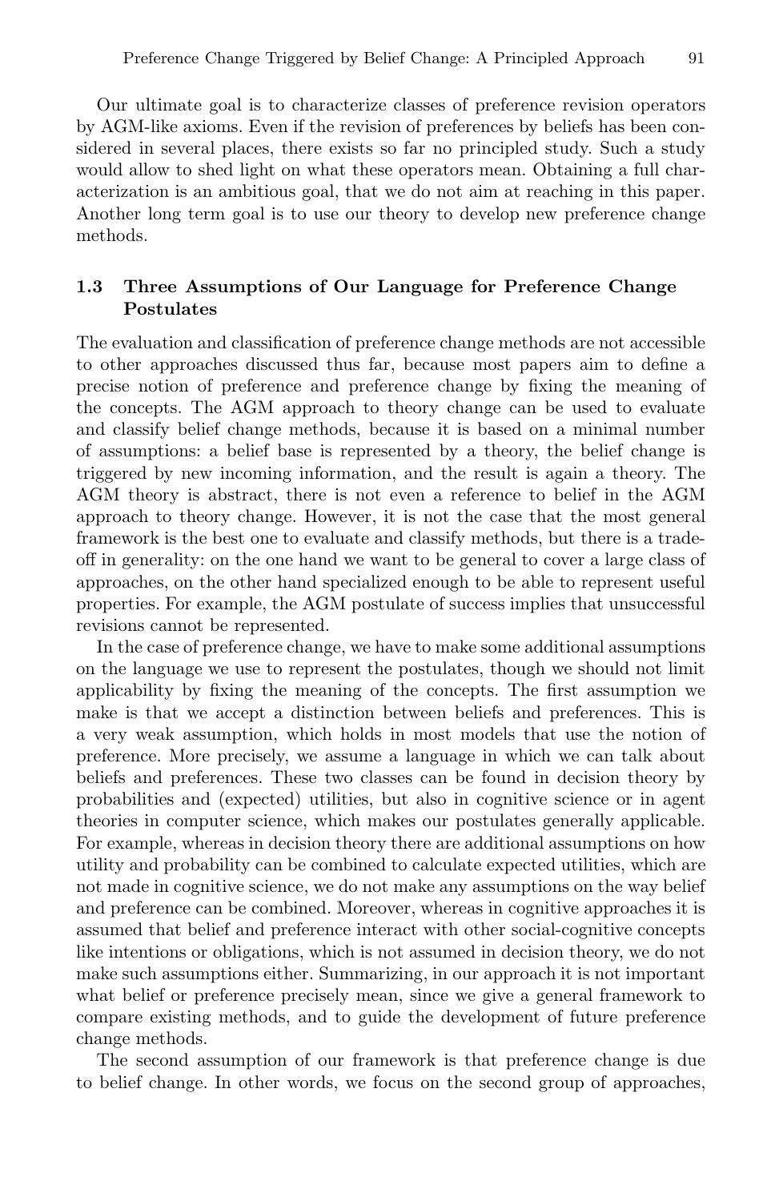Our ultimate goal is to characterize classes of preference revision operators by AGM-like axioms. Even if the revision of preferences by beliefs has been considered in several places, there exists so far no principled study. Such a study would allow to shed light on what these operators mean. Obtaining a full characterization is an ambitious goal, that we do not aim at reaching in this paper. Another long term goal is to use our theory to develop new preference change methods.

### 1.3 Three Assumptions of Our Language for Preference Change Postulates

The evaluation and classification of preference change methods are not accessible to other approaches discussed thus far, because most papers aim to define a precise notion of preference and preference change by fixing the meaning of the concepts. The AGM approach to theory change can be used to evaluate and classify belief change methods, because it is based on a minimal number of assumptions: a belief base is represented by a theory, the belief change is triggered by new incoming information, and the result is again a theory. The AGM theory is abstract, there is not even a reference to belief in the AGM approach to theory change. However, it is not the case that the most general framework is the best one to evaluate and classify methods, but there is a trade-off in generality: on the one hand we want to be general to cover a large class of approaches, on the other hand specialized enough to be able to represent useful properties. For example, the AGM postulate of success implies that unsuccessful revisions cannot be represented.

In the case of preference change, we have to make some additional assumptions on the language we use to represent the postulates, though we should not limit applicability by fixing the meaning of the concepts. The first assumption we make is that we accept a distinction between beliefs and preferences. This is a very weak assumption, which holds in most models that use the notion of preference. More precisely, we assume a language in which we can talk about beliefs and preferences. These two classes can be found in decision theory by probabilities and (expected) utilities, but also in cognitive science or in agent theories in computer science, which makes our postulates generally applicable. For example, whereas in decision theory there are additional assumptions on how utility and probability can be combined to calculate expected utilities, which are not made in cognitive science, we do not make any assumptions on the way belief and preference can be combined. Moreover, whereas in cognitive approaches it is assumed that belief and preference interact with other social-cognitive concepts like intentions or obligations, which is not assumed in decision theory, we do not make such assumptions either. Summarizing, in our approach it is not important what belief or preference precisely mean, since we give a general framework to compare existing methods, and to guide the development of future preference change methods.

The second assumption of our framework is that preference change is due to belief change. In other words, we focus on the second group of approaches,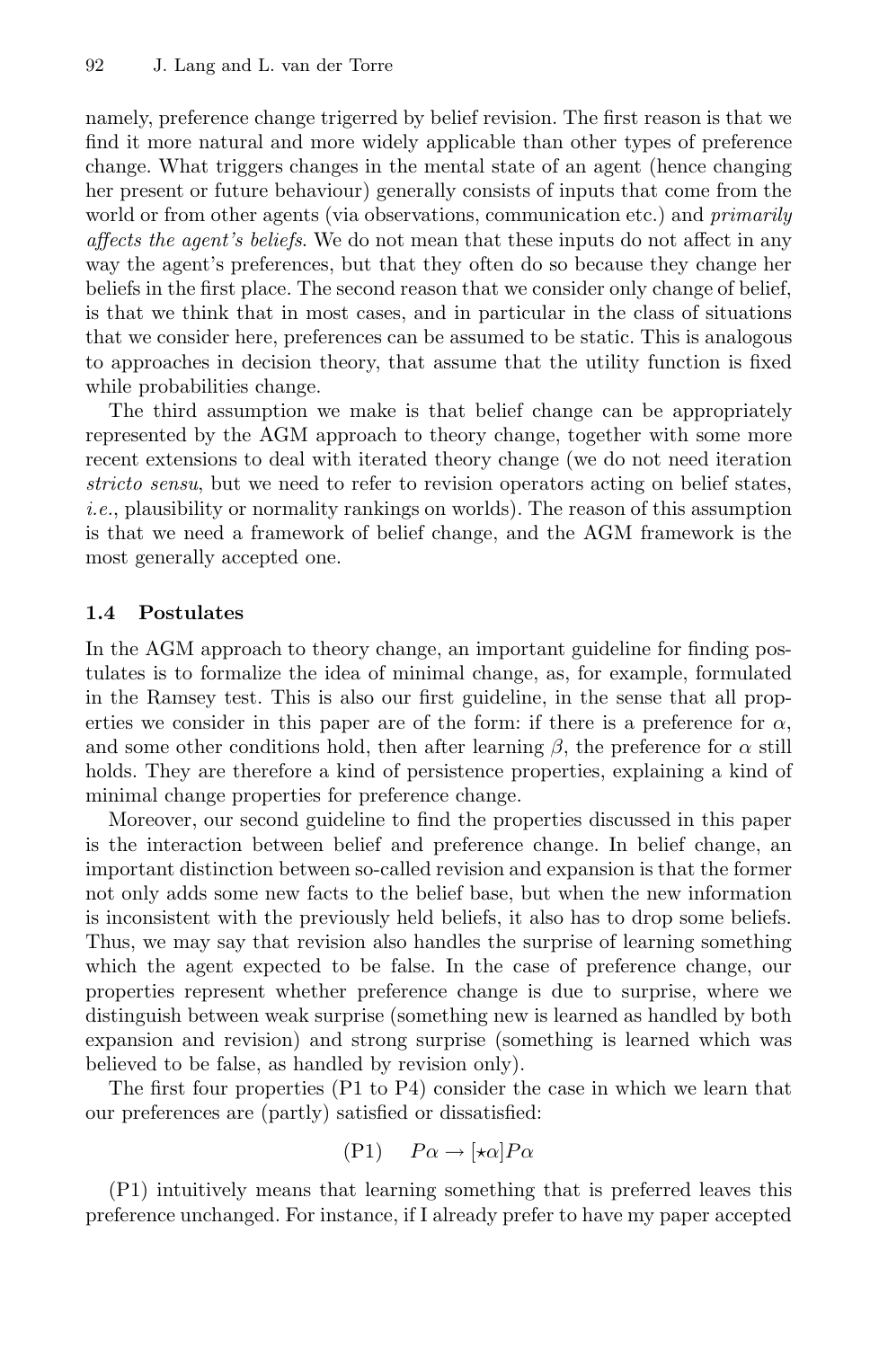namely, preference change trigerred by belief revision. The first reason is that we find it more natural and more widely applicable than other types of preference change. What triggers changes in the mental state of an agent (hence changing her present or future behaviour) generally consists of inputs that come from the world or from other agents (via observations, communication etc.) and *primarily affects the agent's beliefs*. We do not mean that these inputs do not affect in any way the agent's preferences, but that they often do so because they change her beliefs in the first place. The second reason that we consider only change of belief, is that we think that in most cases, and in particular in the class of situations that we consider here, preferences can be assumed to be static. This is analogous to approaches in decision theory, that assume that the utility function is fixed while probabilities change.

The third assumption we make is that belief change can be appropriately represented by the AGM approach to theory change, together with some more recent extensions to deal with iterated theory change (we do not need iteration *stricto sensu*, but we need to refer to revision operators acting on belief states, *i.e.*, plausibility or normality rankings on worlds). The reason of this assumption is that we need a framework of belief change, and the AGM framework is the most generally accepted one.

### 1.4 Postulates

In the AGM approach to theory change, an important guideline for finding postulates is to formalize the idea of minimal change, as, for example, formulated in the Ramsey test. This is also our first guideline, in the sense that all properties we consider in this paper are of the form: if there is a preference for $\alpha$, and some other conditions hold, then after learning $\beta$, the preference for $\alpha$ still holds. They are therefore a kind of persistence properties, explaining a kind of minimal change properties for preference change.

Moreover, our second guideline to find the properties discussed in this paper is the interaction between belief and preference change. In belief change, an important distinction between so-called revision and expansion is that the former not only adds some new facts to the belief base, but when the new information is inconsistent with the previously held beliefs, it also has to drop some beliefs. Thus, we may say that revision also handles the surprise of learning something which the agent expected to be false. In the case of preference change, our properties represent whether preference change is due to surprise, where we distinguish between weak surprise (something new is learned as handled by both expansion and revision) and strong surprise (something is learned which was believed to be false, as handled by revision only).

The first four properties (P1 to P4) consider the case in which we learn that our preferences are (partly) satisfied or dissatisfied:

$$\text{(P1)} \quad P\alpha \rightarrow [\star\alpha]P\alpha$$

(P1) intuitively means that learning something that is preferred leaves this preference unchanged. For instance, if I already prefer to have my paper accepted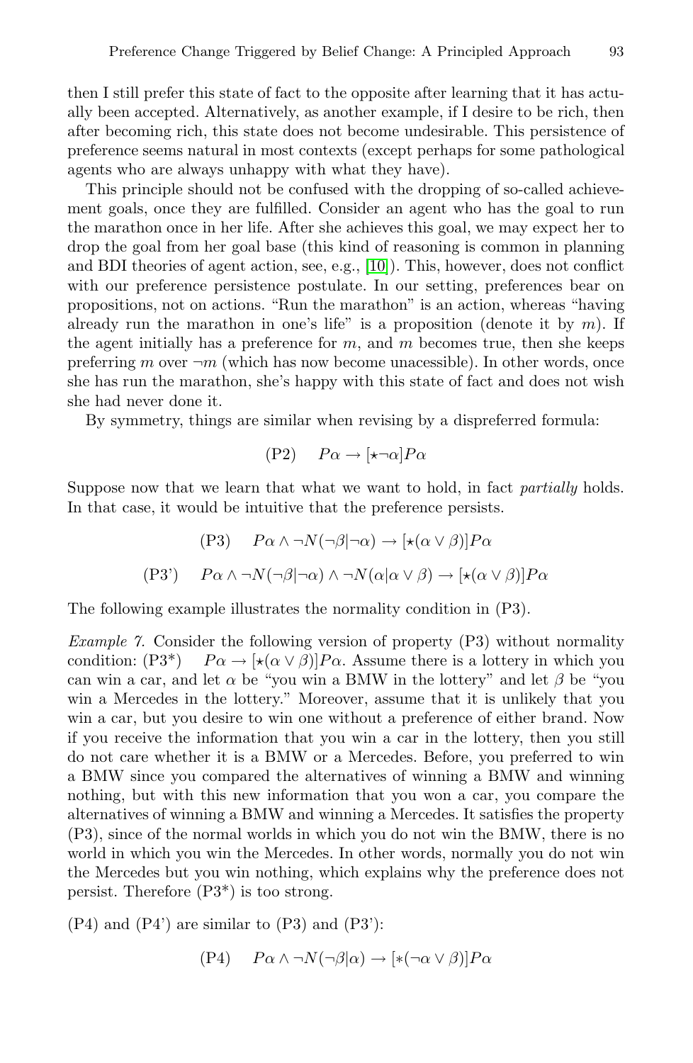then I still prefer this state of fact to the opposite after learning that it has actually been accepted. Alternatively, as another example, if I desire to be rich, then after becoming rich, this state does not become undesirable. This persistence of preference seems natural in most contexts (except perhaps for some pathological agents who are always unhappy with what they have).

This principle should not be confused with the dropping of so-called achievement goals, once they are fulfilled. Consider an agent who has the goal to run the marathon once in her life. After she achieves this goal, we may expect her to drop the goal from her goal base (this kind of reasoning is common in planning and BDI theories of agent action, see, e.g., [10]). This, however, does not conflict with our preference persistence postulate. In our setting, preferences bear on propositions, not on actions. "Run the marathon" is an action, whereas "having already run the marathon in one's life" is a proposition (denote it by $m$). If the agent initially has a preference for $m$, and $m$ becomes true, then she keeps preferring $m$ over $\neg m$ (which has now become unacessible). In other words, once she has run the marathon, she's happy with this state of fact and does not wish she had never done it.

By symmetry, things are similar when revising by a dispreferred formula:

$$\text{(P2)} \quad P\alpha \to [\star\neg\alpha]P\alpha$$

Suppose now that we learn that what we want to hold, in fact *partially* holds. In that case, it would be intuitive that the preference persists.

$$\text{(P3)} \quad P\alpha \wedge \neg N(\neg\beta|\neg\alpha) \to [\star(\alpha \vee \beta)]P\alpha$$

$$\text{(P3')} \quad P\alpha \wedge \neg N(\neg\beta|\neg\alpha) \wedge \neg N(\alpha|\alpha \vee \beta) \to [\star(\alpha \vee \beta)]P\alpha$$

The following example illustrates the normality condition in (P3).

*Example 7.* Consider the following version of property (P3) without normality condition: (P3*) $\quad P\alpha \to [\star(\alpha \vee \beta)]P\alpha$. Assume there is a lottery in which you can win a car, and let $\alpha$ be "you win a BMW in the lottery" and let $\beta$ be "you win a Mercedes in the lottery." Moreover, assume that it is unlikely that you win a car, but you desire to win one without a preference of either brand. Now if you receive the information that you win a car in the lottery, then you still do not care whether it is a BMW or a Mercedes. Before, you preferred to win a BMW since you compared the alternatives of winning a BMW and winning nothing, but with this new information that you won a car, you compare the alternatives of winning a BMW and winning a Mercedes. It satisfies the property (P3), since of the normal worlds in which you do not win the BMW, there is no world in which you win the Mercedes. In other words, normally you do not win the Mercedes but you win nothing, which explains why the preference does not persist. Therefore (P3*) is too strong.

(P4) and (P4') are similar to (P3) and (P3'):

$$\text{(P4)} \quad P\alpha \wedge \neg N(\neg\beta|\alpha) \to [*(\neg\alpha \vee \beta)]P\alpha$$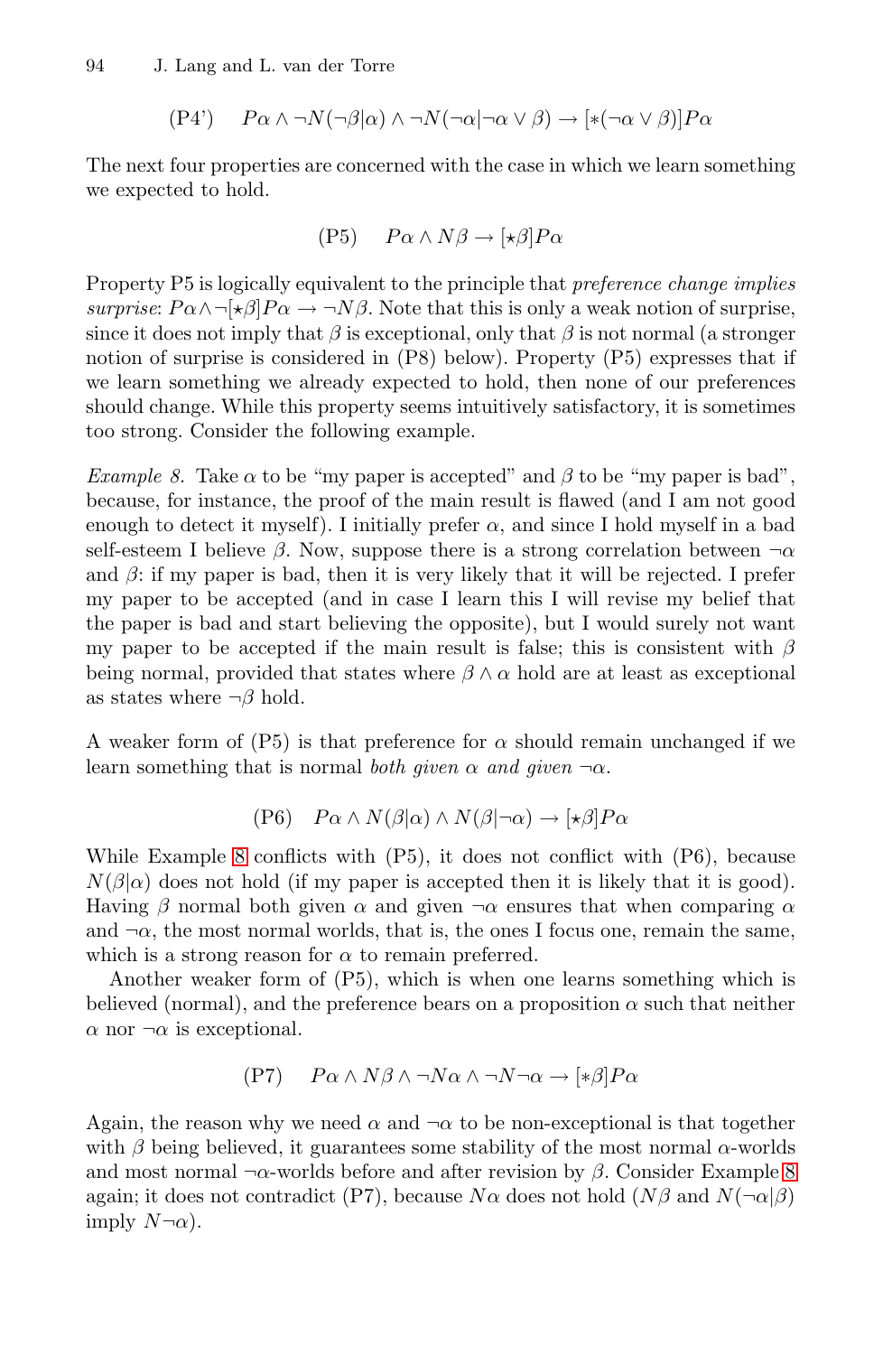$$\text{(P4')} \quad P\alpha \wedge \neg N(\neg\beta|\alpha) \wedge \neg N(\neg\alpha|\neg\alpha \vee \beta) \rightarrow [*(\neg\alpha \vee \beta)]P\alpha$$

The next four properties are concerned with the case in which we learn something we expected to hold.

$$\text{(P5)} \quad P\alpha \wedge N\beta \rightarrow [\star\beta]P\alpha$$

Property P5 is logically equivalent to the principle that *preference change implies surprise*: $P\alpha \wedge \neg[\star\beta]P\alpha \rightarrow \neg N\beta$. Note that this is only a weak notion of surprise, since it does not imply that $\beta$ is exceptional, only that $\beta$ is not normal (a stronger notion of surprise is considered in (P8) below). Property (P5) expresses that if we learn something we already expected to hold, then none of our preferences should change. While this property seems intuitively satisfactory, it is sometimes too strong. Consider the following example.

*Example 8.* Take $\alpha$ to be "my paper is accepted" and $\beta$ to be "my paper is bad", because, for instance, the proof of the main result is flawed (and I am not good enough to detect it myself). I initially prefer $\alpha$, and since I hold myself in a bad self-esteem I believe $\beta$. Now, suppose there is a strong correlation between $\neg\alpha$ and $\beta$: if my paper is bad, then it is very likely that it will be rejected. I prefer my paper to be accepted (and in case I learn this I will revise my belief that the paper is bad and start believing the opposite), but I would surely not want my paper to be accepted if the main result is false; this is consistent with $\beta$ being normal, provided that states where $\beta \wedge \alpha$ hold are at least as exceptional as states where $\neg\beta$ hold.

A weaker form of (P5) is that preference for $\alpha$ should remain unchanged if we learn something that is normal *both given* $\alpha$ *and given* $\neg\alpha$.

$$\text{(P6)} \quad P\alpha \wedge N(\beta|\alpha) \wedge N(\beta|\neg\alpha) \rightarrow [\star\beta]P\alpha$$

While Example 8 conflicts with (P5), it does not conflict with (P6), because $N(\beta|\alpha)$ does not hold (if my paper is accepted then it is likely that it is good). Having $\beta$ normal both given $\alpha$ and given $\neg\alpha$ ensures that when comparing $\alpha$ and $\neg\alpha$, the most normal worlds, that is, the ones I focus one, remain the same, which is a strong reason for $\alpha$ to remain preferred.

Another weaker form of (P5), which is when one learns something which is believed (normal), and the preference bears on a proposition $\alpha$ such that neither $\alpha$ nor $\neg\alpha$ is exceptional.

$$\text{(P7)} \quad P\alpha \wedge N\beta \wedge \neg N\alpha \wedge \neg N\neg\alpha \rightarrow [*\beta]P\alpha$$

Again, the reason why we need $\alpha$ and $\neg\alpha$ to be non-exceptional is that together with $\beta$ being believed, it guarantees some stability of the most normal $\alpha$-worlds and most normal $\neg\alpha$-worlds before and after revision by $\beta$. Consider Example 8 again; it does not contradict (P7), because $N\alpha$ does not hold ($N\beta$ and $N(\neg\alpha|\beta)$ imply $N\neg\alpha$).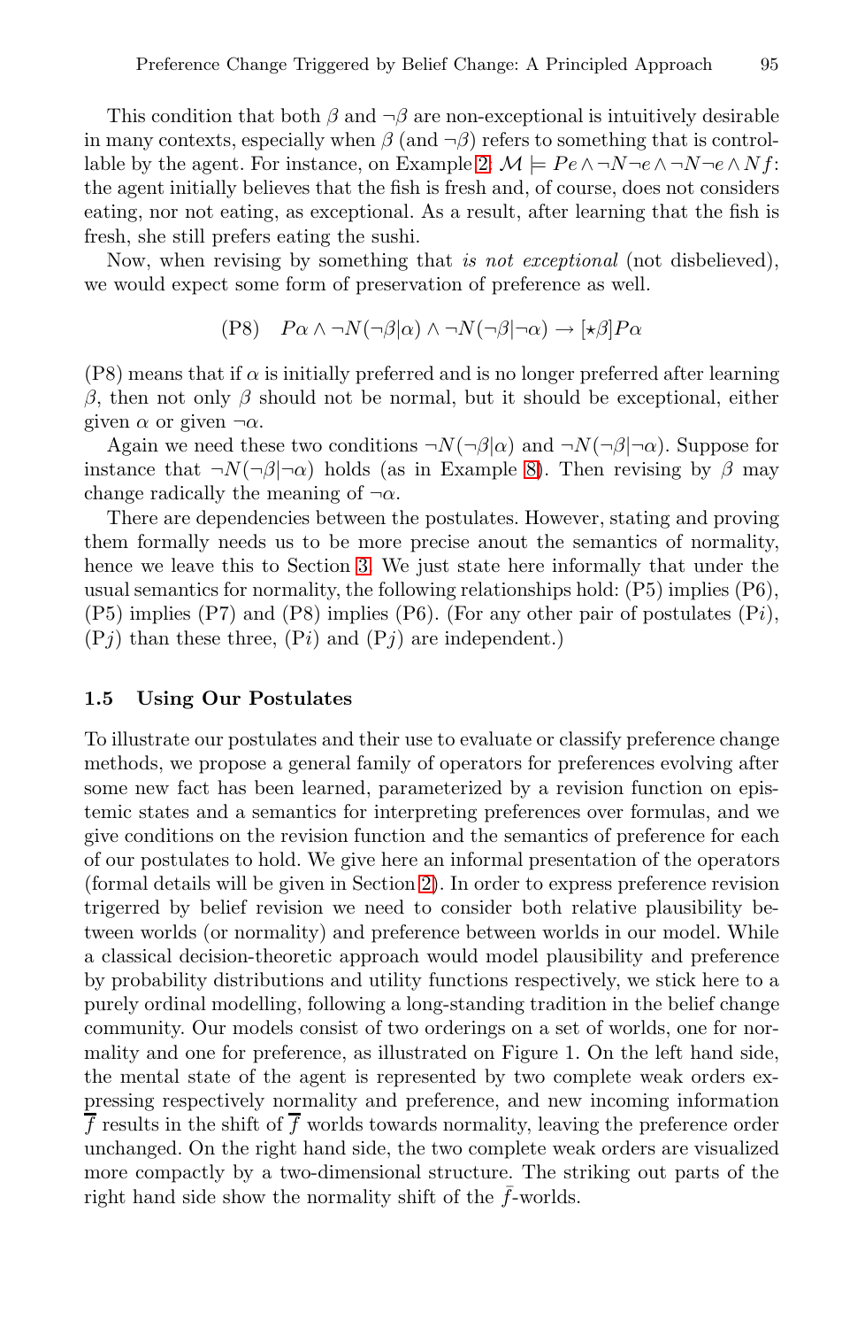This condition that both $\beta$ and $\neg\beta$ are non-exceptional is intuitively desirable in many contexts, especially when $\beta$ (and $\neg\beta$) refers to something that is controllable by the agent. For instance, on Example 2: $\mathcal{M} \models Pe \wedge \neg N\neg e \wedge \neg N\neg e \wedge Nf$: the agent initially believes that the fish is fresh and, of course, does not considers eating, nor not eating, as exceptional. As a result, after learning that the fish is fresh, she still prefers eating the sushi.

Now, when revising by something that *is not exceptional* (not disbelieved), we would expect some form of preservation of preference as well.

$$\text{(P8)} \quad P\alpha \wedge \neg N(\neg\beta|\alpha) \wedge \neg N(\neg\beta|\neg\alpha) \rightarrow [\star\beta]P\alpha$$

(P8) means that if $\alpha$ is initially preferred and is no longer preferred after learning $\beta$, then not only $\beta$ should not be normal, but it should be exceptional, either given $\alpha$ or given $\neg\alpha$.

Again we need these two conditions $\neg N(\neg\beta|\alpha)$ and $\neg N(\neg\beta|\neg\alpha)$. Suppose for instance that $\neg N(\neg\beta|\neg\alpha)$ holds (as in Example 8). Then revising by $\beta$ may change radically the meaning of $\neg\alpha$.

There are dependencies between the postulates. However, stating and proving them formally needs us to be more precise anout the semantics of normality, hence we leave this to Section 3. We just state here informally that under the usual semantics for normality, the following relationships hold: (P5) implies (P6), (P5) implies (P7) and (P8) implies (P6). (For any other pair of postulates (P$i$), (P$j$) than these three, (P$i$) and (P$j$) are independent.)

### 1.5 Using Our Postulates

To illustrate our postulates and their use to evaluate or classify preference change methods, we propose a general family of operators for preferences evolving after some new fact has been learned, parameterized by a revision function on epistemic states and a semantics for interpreting preferences over formulas, and we give conditions on the revision function and the semantics of preference for each of our postulates to hold. We give here an informal presentation of the operators (formal details will be given in Section 2). In order to express preference revision trigerred by belief revision we need to consider both relative plausibility between worlds (or normality) and preference between worlds in our model. While a classical decision-theoretic approach would model plausibility and preference by probability distributions and utility functions respectively, we stick here to a purely ordinal modelling, following a long-standing tradition in the belief change community. Our models consist of two orderings on a set of worlds, one for normality and one for preference, as illustrated on Figure 1. On the left hand side, the mental state of the agent is represented by two complete weak orders expressing respectively normality and preference, and new incoming information $\overline{f}$ results in the shift of $\overline{f}$ worlds towards normality, leaving the preference order unchanged. On the right hand side, the two complete weak orders are visualized more compactly by a two-dimensional structure. The striking out parts of the right hand side show the normality shift of the $\bar{f}$-worlds.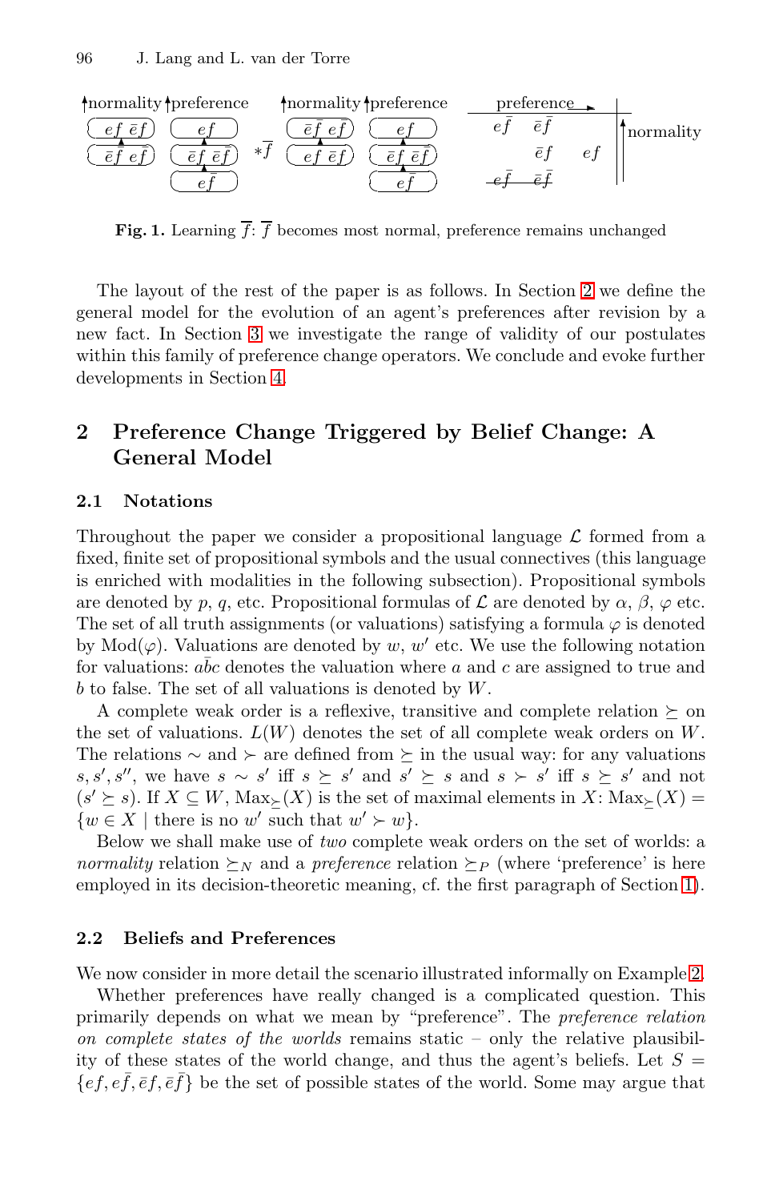Fig. 1. Learning $\overline{f}$: $\overline{f}$ becomes most normal, preference remains unchanged

The layout of the rest of the paper is as follows. In Section 2 we define the general model for the evolution of an agent's preferences after revision by a new fact. In Section 3 we investigate the range of validity of our postulates within this family of preference change operators. We conclude and evoke further developments in Section 4.

## 2 Preference Change Triggered by Belief Change: A General Model

### 2.1 Notations

Throughout the paper we consider a propositional language $\mathcal{L}$ formed from a fixed, finite set of propositional symbols and the usual connectives (this language is enriched with modalities in the following subsection). Propositional symbols are denoted by $p$, $q$, etc. Propositional formulas of $\mathcal{L}$ are denoted by $\alpha$, $\beta$, $\varphi$ etc. The set of all truth assignments (or valuations) satisfying a formula $\varphi$ is denoted by $\mathrm{Mod}(\varphi)$. Valuations are denoted by $w$, $w'$ etc. We use the following notation for valuations: $a\bar{b}c$ denotes the valuation where $a$ and $c$ are assigned to true and $b$ to false. The set of all valuations is denoted by $W$.

A complete weak order is a reflexive, transitive and complete relation $\succeq$ on the set of valuations. $L(W)$ denotes the set of all complete weak orders on $W$. The relations $\sim$ and $\succ$ are defined from $\succeq$ in the usual way: for any valuations $s, s', s''$, we have $s \sim s'$ iff $s \succeq s'$ and $s' \succeq s$ and $s \succ s'$ iff $s \succeq s'$ and not $(s' \succeq s)$. If $X \subseteq W$, $\mathrm{Max}_{\succeq}(X)$ is the set of maximal elements in $X$: $\mathrm{Max}_{\succeq}(X) = \{w \in X \mid \text{there is no } w' \text{ such that } w' \succ w\}$.

Below we shall make use of *two* complete weak orders on the set of worlds: a *normality* relation $\succeq_N$ and a *preference* relation $\succeq_P$ (where 'preference' is here employed in its decision-theoretic meaning, cf. the first paragraph of Section 1).

### 2.2 Beliefs and Preferences

We now consider in more detail the scenario illustrated informally on Example 2.

Whether preferences have really changed is a complicated question. This primarily depends on what we mean by "preference". The *preference relation on complete states of the worlds* remains static – only the relative plausibility of these states of the world change, and thus the agent's beliefs. Let $S = \{ef, e\bar{f}, \bar{e}f, \bar{e}\bar{f}\}$ be the set of possible states of the world. Some may argue that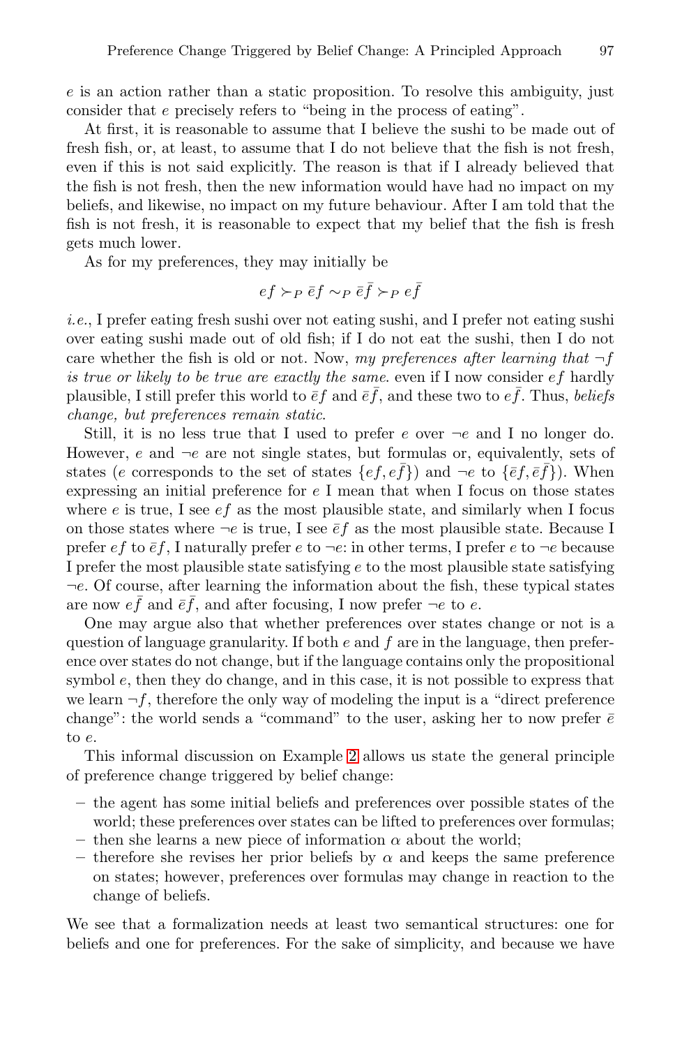$e$ is an action rather than a static proposition. To resolve this ambiguity, just consider that $e$ precisely refers to "being in the process of eating".

At first, it is reasonable to assume that I believe the sushi to be made out of fresh fish, or, at least, to assume that I do not believe that the fish is not fresh, even if this is not said explicitly. The reason is that if I already believed that the fish is not fresh, then the new information would have had no impact on my beliefs, and likewise, no impact on my future behaviour. After I am told that the fish is not fresh, it is reasonable to expect that my belief that the fish is fresh gets much lower.

As for my preferences, they may initially be

$$ef \succ_P \bar{e}f \sim_P \bar{e}\bar{f} \succ_P e\bar{f}$$

*i.e.*, I prefer eating fresh sushi over not eating sushi, and I prefer not eating sushi over eating sushi made out of old fish; if I do not eat the sushi, then I do not care whether the fish is old or not. Now, *my preferences after learning that $\neg f$ is true or likely to be true are exactly the same.* even if I now consider $ef$ hardly plausible, I still prefer this world to $\bar{e}f$ and $\bar{e}\bar{f}$, and these two to $e\bar{f}$. Thus, *beliefs change, but preferences remain static*.

Still, it is no less true that I used to prefer $e$ over $\neg e$ and I no longer do. However, $e$ and $\neg e$ are not single states, but formulas or, equivalently, sets of states ($e$ corresponds to the set of states $\{ef, e\bar{f}\}$) and $\neg e$ to $\{\bar{e}f, \bar{e}\bar{f}\}$). When expressing an initial preference for $e$ I mean that when I focus on those states where $e$ is true, I see $ef$ as the most plausible state, and similarly when I focus on those states where $\neg e$ is true, I see $\bar{e}f$ as the most plausible state. Because I prefer $ef$ to $\bar{e}f$, I naturally prefer $e$ to $\neg e$: in other terms, I prefer $e$ to $\neg e$ because I prefer the most plausible state satisfying $e$ to the most plausible state satisfying $\neg e$. Of course, after learning the information about the fish, these typical states are now $e\bar{f}$ and $\bar{e}\bar{f}$, and after focusing, I now prefer $\neg e$ to $e$.

One may argue also that whether preferences over states change or not is a question of language granularity. If both $e$ and $f$ are in the language, then preference over states do not change, but if the language contains only the propositional symbol $e$, then they do change, and in this case, it is not possible to express that we learn $\neg f$, therefore the only way of modeling the input is a "direct preference change": the world sends a "command" to the user, asking her to now prefer $\bar{e}$ to $e$.

This informal discussion on Example 2 allows us state the general principle of preference change triggered by belief change:

- the agent has some initial beliefs and preferences over possible states of the world; these preferences over states can be lifted to preferences over formulas;
- then she learns a new piece of information $\alpha$ about the world;
- therefore she revises her prior beliefs by $\alpha$ and keeps the same preference on states; however, preferences over formulas may change in reaction to the change of beliefs.

We see that a formalization needs at least two semantical structures: one for beliefs and one for preferences. For the sake of simplicity, and because we have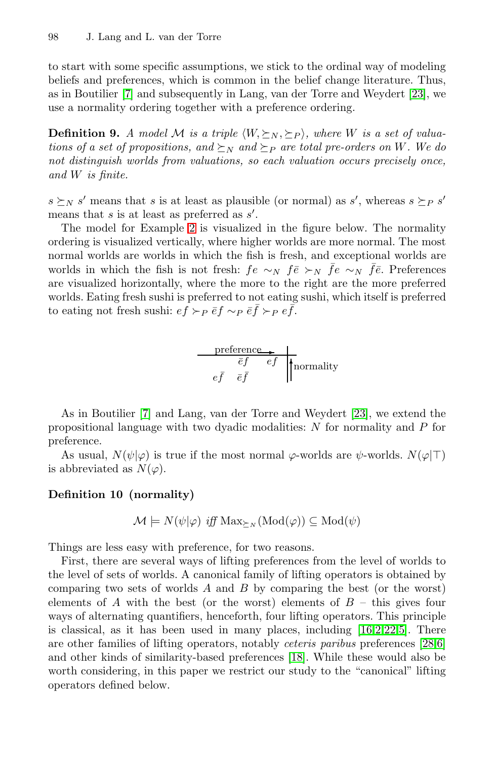to start with some specific assumptions, we stick to the ordinal way of modeling beliefs and preferences, which is common in the belief change literature. Thus, as in Boutilier [7] and subsequently in Lang, van der Torre and Weydert [23], we use a normality ordering together with a preference ordering.

**Definition 9.** *A model $\mathcal{M}$ is a triple $\langle W, \succeq_N, \succeq_P \rangle$, where $W$ is a set of valuations of a set of propositions, and $\succeq_N$ and $\succeq_P$ are total pre-orders on $W$. We do not distinguish worlds from valuations, so each valuation occurs precisely once, and $W$ is finite.*

$s \succeq_N s'$ means that $s$ is at least as plausible (or normal) as $s'$, whereas $s \succeq_P s'$ means that $s$ is at least as preferred as $s'$.

The model for Example 2 is visualized in the figure below. The normality ordering is visualized vertically, where higher worlds are more normal. The most normal worlds are worlds in which the fish is fresh, and exceptional worlds are worlds in which the fish is not fresh: $fe \sim_N f\bar{e} \succ_N \bar{f}e \sim_N \bar{f}\bar{e}$. Preferences are visualized horizontally, where the more to the right are the more preferred worlds. Eating fresh sushi is preferred to not eating sushi, which itself is preferred to eating not fresh sushi: $ef \succ_P \bar{e}f \sim_P \bar{e}\bar{f} \succ_P e\bar{f}$.

| preference → | | | |
|---|---|---|---|
| | $\bar{e}f$ | $ef$ | ↑ normality |
| $e\bar{f}$ | $\bar{e}\bar{f}$ | | |

As in Boutilier [7] and Lang, van der Torre and Weydert [23], we extend the propositional language with two dyadic modalities: $N$ for normality and $P$ for preference.

As usual, $N(\psi|\varphi)$ is true if the most normal $\varphi$-worlds are $\psi$-worlds. $N(\varphi|\top)$ is abbreviated as $N(\varphi)$.

**Definition 10 (normality)**

$$\mathcal{M} \models N(\psi|\varphi) \text{ iff } \mathrm{Max}_{\succeq_N}(\mathrm{Mod}(\varphi)) \subseteq \mathrm{Mod}(\psi)$$

Things are less easy with preference, for two reasons.

First, there are several ways of lifting preferences from the level of worlds to the level of sets of worlds. A canonical family of lifting operators is obtained by comparing two sets of worlds $A$ and $B$ by comparing the best (or the worst) elements of $A$ with the best (or the worst) elements of $B$ – this gives four ways of alternating quantifiers, henceforth, four lifting operators. This principle is classical, as it has been used in many places, including [16,2,22,5]. There are other families of lifting operators, notably *ceteris paribus* preferences [28,6] and other kinds of similarity-based preferences [18]. While these would also be worth considering, in this paper we restrict our study to the "canonical" lifting operators defined below.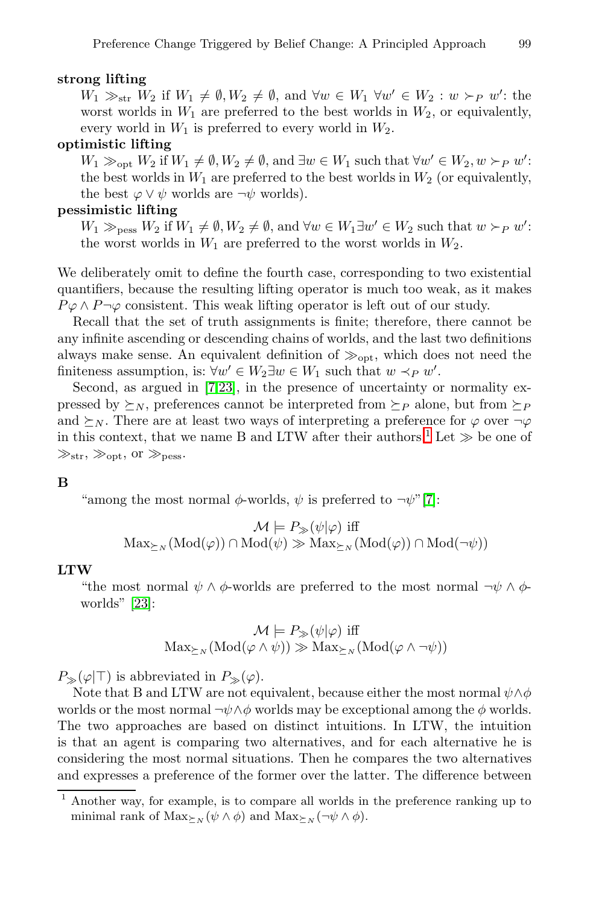**strong lifting**

$W_1 \gg_{\text{str}} W_2$ if $W_1 \neq \emptyset, W_2 \neq \emptyset$, and $\forall w \in W_1\ \forall w' \in W_2 : w \succ_P w'$: the worst worlds in $W_1$ are preferred to the best worlds in $W_2$, or equivalently, every world in $W_1$ is preferred to every world in $W_2$.

**optimistic lifting**

$W_1 \gg_{\text{opt}} W_2$ if $W_1 \neq \emptyset, W_2 \neq \emptyset$, and $\exists w \in W_1$ such that $\forall w' \in W_2, w \succ_P w'$: the best worlds in $W_1$ are preferred to the best worlds in $W_2$ (or equivalently, the best $\varphi \vee \psi$ worlds are $\neg\psi$ worlds).

**pessimistic lifting**

$W_1 \gg_{\text{pess}} W_2$ if $W_1 \neq \emptyset, W_2 \neq \emptyset$, and $\forall w \in W_1 \exists w' \in W_2$ such that $w \succ_P w'$: the worst worlds in $W_1$ are preferred to the worst worlds in $W_2$.

We deliberately omit to define the fourth case, corresponding to two existential quantifiers, because the resulting lifting operator is much too weak, as it makes $P\varphi \wedge P\neg\varphi$ consistent. This weak lifting operator is left out of our study.

Recall that the set of truth assignments is finite; therefore, there cannot be any infinite ascending or descending chains of worlds, and the last two definitions always make sense. An equivalent definition of $\gg_{\text{opt}}$, which does not need the finiteness assumption, is: $\forall w' \in W_2 \exists w \in W_1$ such that $w \prec_P w'$.

Second, as argued in [7,23], in the presence of uncertainty or normality expressed by $\succeq_N$, preferences cannot be interpreted from $\succeq_P$ alone, but from $\succeq_P$ and $\succeq_N$. There are at least two ways of interpreting a preference for $\varphi$ over $\neg\varphi$ in this context, that we name B and LTW after their authors.[1] Let $\gg$ be one of $\gg_{\text{str}}$, $\gg_{\text{opt}}$, or $\gg_{\text{pess}}$.

**B**

"among the most normal $\phi$-worlds, $\psi$ is preferred to $\neg\psi$" [7]:

$$\mathcal{M} \models P_{\gg}(\psi|\varphi) \text{ iff}$$
$$\text{Max}_{\succeq_N}(\text{Mod}(\varphi)) \cap \text{Mod}(\psi) \gg \text{Max}_{\succeq_N}(\text{Mod}(\varphi)) \cap \text{Mod}(\neg\psi))$$

**LTW**

"the most normal $\psi \wedge \phi$-worlds are preferred to the most normal $\neg\psi \wedge \phi$-worlds" [23]:

$$\mathcal{M} \models P_{\gg}(\psi|\varphi) \text{ iff}$$
$$\text{Max}_{\succeq_N}(\text{Mod}(\varphi \wedge \psi)) \gg \text{Max}_{\succeq_N}(\text{Mod}(\varphi \wedge \neg\psi))$$

$P_{\gg}(\varphi|\top)$ is abbreviated in $P_{\gg}(\varphi)$.

Note that B and LTW are not equivalent, because either the most normal $\psi \wedge \phi$ worlds or the most normal $\neg\psi \wedge \phi$ worlds may be exceptional among the $\phi$ worlds. The two approaches are based on distinct intuitions. In LTW, the intuition is that an agent is comparing two alternatives, and for each alternative he is considering the most normal situations. Then he compares the two alternatives and expresses a preference of the former over the latter. The difference between

[1] Another way, for example, is to compare all worlds in the preference ranking up to minimal rank of $\text{Max}_{\succeq_N}(\psi \wedge \phi)$ and $\text{Max}_{\succeq_N}(\neg\psi \wedge \phi)$.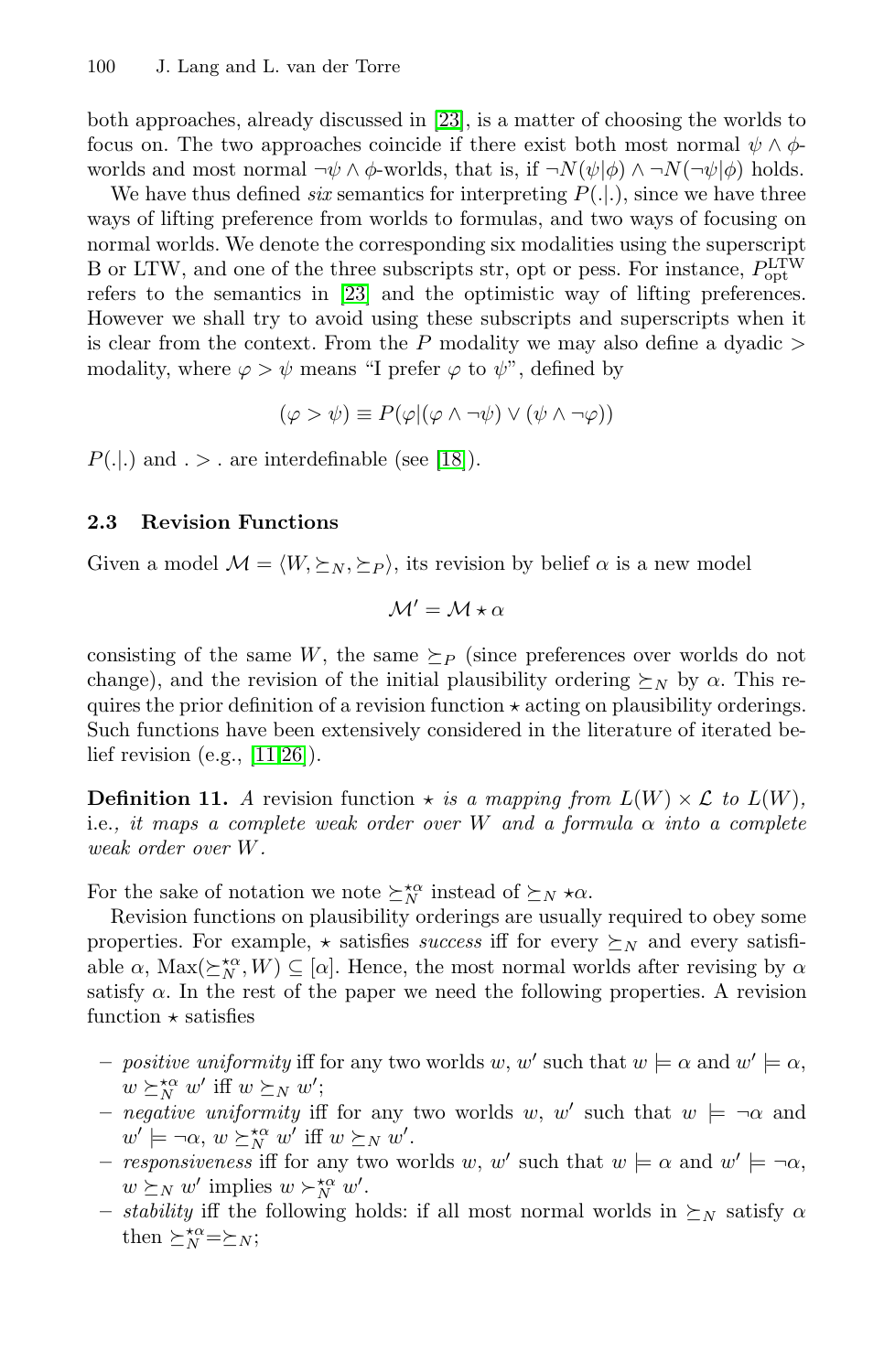both approaches, already discussed in [23], is a matter of choosing the worlds to focus on. The two approaches coincide if there exist both most normal $\psi \wedge \phi$-worlds and most normal $\neg\psi \wedge \phi$-worlds, that is, if $\neg N(\psi|\phi) \wedge \neg N(\neg\psi|\phi)$ holds.

We have thus defined *six* semantics for interpreting $P(.|.)$, since we have three ways of lifting preference from worlds to formulas, and two ways of focusing on normal worlds. We denote the corresponding six modalities using the superscript B or LTW, and one of the three subscripts str, opt or pess. For instance, $P^{\mathrm{LTW}}_{\mathrm{opt}}$ refers to the semantics in [23] and the optimistic way of lifting preferences. However we shall try to avoid using these subscripts and superscripts when it is clear from the context. From the $P$ modality we may also define a dyadic $>$ modality, where $\varphi > \psi$ means "I prefer $\varphi$ to $\psi$", defined by

$$(\varphi > \psi) \equiv P(\varphi|(\varphi \wedge \neg\psi) \vee (\psi \wedge \neg\varphi))$$

$P(.|.)$ and $. > .$ are interdefinable (see [18]).

### 2.3 Revision Functions

Given a model $\mathcal{M} = \langle W, \succeq_N, \succeq_P \rangle$, its revision by belief $\alpha$ is a new model

$$\mathcal{M}' = \mathcal{M} \star \alpha$$

consisting of the same $W$, the same $\succeq_P$ (since preferences over worlds do not change), and the revision of the initial plausibility ordering $\succeq_N$ by $\alpha$. This requires the prior definition of a revision function $\star$ acting on plausibility orderings. Such functions have been extensively considered in the literature of iterated belief revision (e.g., [11,26]).

**Definition 11.** *A* revision function $\star$ *is a mapping from $L(W) \times \mathcal{L}$ to $L(W)$,* i.e.*, it maps a complete weak order over $W$ and a formula $\alpha$ into a complete weak order over $W$.*

For the sake of notation we note $\succeq_N^{\star\alpha}$ instead of $\succeq_N \star\alpha$.

Revision functions on plausibility orderings are usually required to obey some properties. For example, $\star$ satisfies *success* iff for every $\succeq_N$ and every satisfiable $\alpha$, $\mathrm{Max}(\succeq_N^{\star\alpha}, W) \subseteq [\alpha]$. Hence, the most normal worlds after revising by $\alpha$ satisfy $\alpha$. In the rest of the paper we need the following properties. A revision function $\star$ satisfies

- *positive uniformity* iff for any two worlds $w$, $w'$ such that $w \models \alpha$ and $w' \models \alpha$, $w \succeq_N^{\star\alpha} w'$ iff $w \succeq_N w'$;
- *negative uniformity* iff for any two worlds $w$, $w'$ such that $w \models \neg\alpha$ and $w' \models \neg\alpha$, $w \succeq_N^{\star\alpha} w'$ iff $w \succeq_N w'$.
- *responsiveness* iff for any two worlds $w$, $w'$ such that $w \models \alpha$ and $w' \models \neg\alpha$, $w \succeq_N w'$ implies $w \succ_N^{\star\alpha} w'$.
- *stability* iff the following holds: if all most normal worlds in $\succeq_N$ satisfy $\alpha$ then $\succeq_N^{\star\alpha} = \succeq_N$;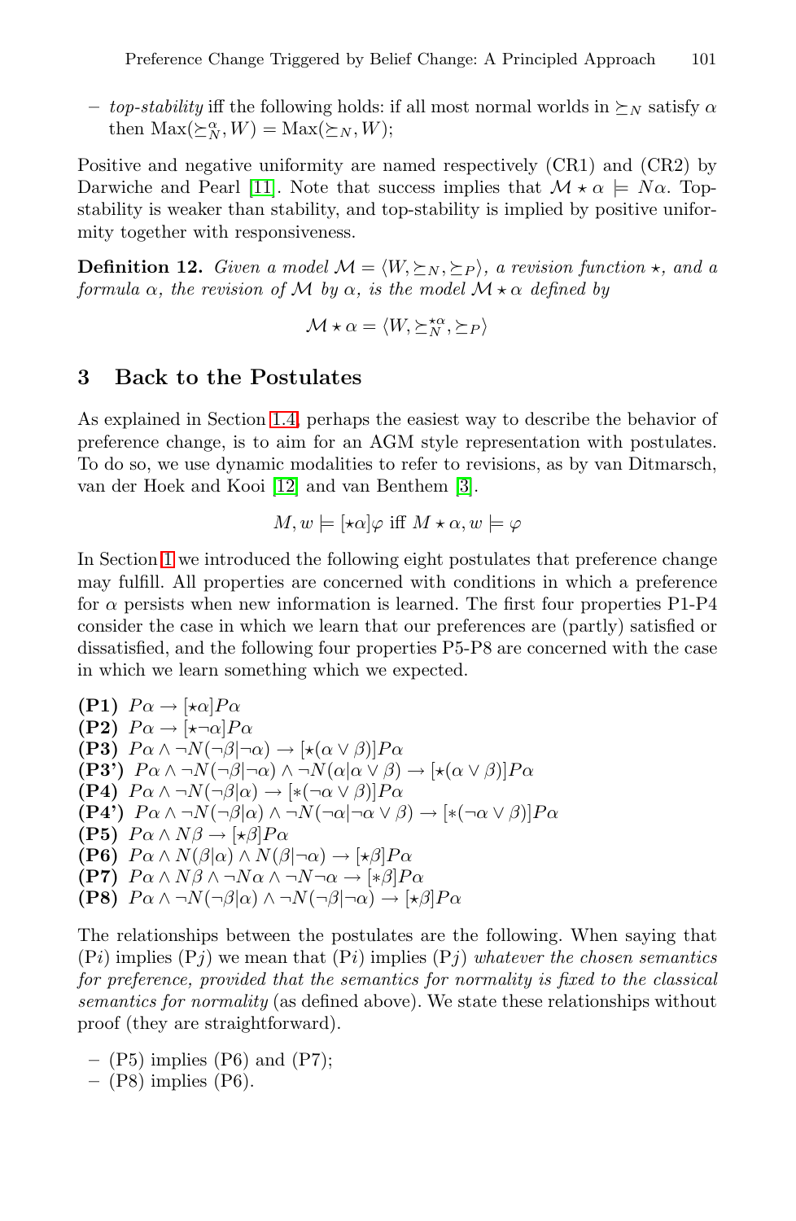– *top-stability* iff the following holds: if all most normal worlds in $\succeq_N$ satisfy $\alpha$ then $\mathrm{Max}(\succeq_N^\alpha, W) = \mathrm{Max}(\succeq_N, W)$;

Positive and negative uniformity are named respectively (CR1) and (CR2) by Darwiche and Pearl [11]. Note that success implies that $\mathcal{M} \star \alpha \models N\alpha$. Top-stability is weaker than stability, and top-stability is implied by positive uniformity together with responsiveness.

**Definition 12.** *Given a model $\mathcal{M} = \langle W, \succeq_N, \succeq_P \rangle$, a revision function $\star$, and a formula $\alpha$, the revision of $\mathcal{M}$ by $\alpha$, is the model $\mathcal{M} \star \alpha$ defined by*

$$\mathcal{M} \star \alpha = \langle W, \succeq_N^{\star\alpha}, \succeq_P \rangle$$

## 3 Back to the Postulates

As explained in Section 1.4, perhaps the easiest way to describe the behavior of preference change, is to aim for an AGM style representation with postulates. To do so, we use dynamic modalities to refer to revisions, as by van Ditmarsch, van der Hoek and Kooi [12] and van Benthem [3].

$$M, w \models [\star\alpha]\varphi \text{ iff } M \star \alpha, w \models \varphi$$

In Section 1 we introduced the following eight postulates that preference change may fulfill. All properties are concerned with conditions in which a preference for $\alpha$ persists when new information is learned. The first four properties P1-P4 consider the case in which we learn that our preferences are (partly) satisfied or dissatisfied, and the following four properties P5-P8 are concerned with the case in which we learn something which we expected.

**(P1)** $P\alpha \rightarrow [\star\alpha]P\alpha$
**(P2)** $P\alpha \rightarrow [\star\neg\alpha]P\alpha$
**(P3)** $P\alpha \wedge \neg N(\neg\beta|\neg\alpha) \rightarrow [\star(\alpha \vee \beta)]P\alpha$
**(P3')** $P\alpha \wedge \neg N(\neg\beta|\neg\alpha) \wedge \neg N(\alpha|\alpha \vee \beta) \rightarrow [\star(\alpha \vee \beta)]P\alpha$
**(P4)** $P\alpha \wedge \neg N(\neg\beta|\alpha) \rightarrow [*(\neg\alpha \vee \beta)]P\alpha$
**(P4')** $P\alpha \wedge \neg N(\neg\beta|\alpha) \wedge \neg N(\neg\alpha|\neg\alpha \vee \beta) \rightarrow [*(\neg\alpha \vee \beta)]P\alpha$
**(P5)** $P\alpha \wedge N\beta \rightarrow [\star\beta]P\alpha$
**(P6)** $P\alpha \wedge N(\beta|\alpha) \wedge N(\beta|\neg\alpha) \rightarrow [\star\beta]P\alpha$
**(P7)** $P\alpha \wedge N\beta \wedge \neg N\alpha \wedge \neg N\neg\alpha \rightarrow [*\beta]P\alpha$
**(P8)** $P\alpha \wedge \neg N(\neg\beta|\alpha) \wedge \neg N(\neg\beta|\neg\alpha) \rightarrow [\star\beta]P\alpha$

The relationships between the postulates are the following. When saying that (P$i$) implies (P$j$) we mean that (P$i$) implies (P$j$) *whatever the chosen semantics for preference, provided that the semantics for normality is fixed to the classical semantics for normality* (as defined above). We state these relationships without proof (they are straightforward).

– (P5) implies (P6) and (P7);
– (P8) implies (P6).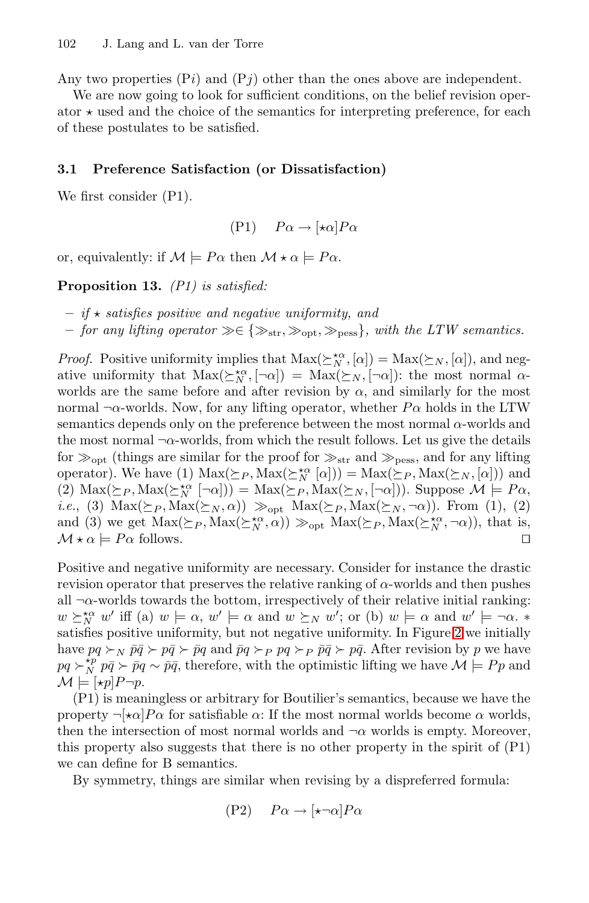Any two properties (P$i$) and (P$j$) other than the ones above are independent.

We are now going to look for sufficient conditions, on the belief revision operator $\star$ used and the choice of the semantics for interpreting preference, for each of these postulates to be satisfied.

### 3.1 Preference Satisfaction (or Dissatisfaction)

We first consider (P1).

$$\text{(P1)} \quad P\alpha \rightarrow [\star\alpha]P\alpha$$

or, equivalently: if $\mathcal{M} \models P\alpha$ then $\mathcal{M} \star \alpha \models P\alpha$.

**Proposition 13.** *(P1) is satisfied:*

- *if $\star$ satisfies positive and negative uniformity, and*
- *for any lifting operator $\gg \in \{\gg_{\text{str}}, \gg_{\text{opt}}, \gg_{\text{pess}}\}$, with the LTW semantics.*

*Proof.* Positive uniformity implies that $\text{Max}(\succeq_N^{\star\alpha}, [\alpha]) = \text{Max}(\succeq_N, [\alpha])$, and negative uniformity that $\text{Max}(\succeq_N^{\star\alpha}, [\neg\alpha]) = \text{Max}(\succeq_N, [\neg\alpha])$: the most normal $\alpha$-worlds are the same before and after revision by $\alpha$, and similarly for the most normal $\neg\alpha$-worlds. Now, for any lifting operator, whether $P\alpha$ holds in the LTW semantics depends only on the preference between the most normal $\alpha$-worlds and the most normal $\neg\alpha$-worlds, from which the result follows. Let us give the details for $\gg_{\text{opt}}$ (things are similar for the proof for $\gg_{\text{str}}$ and $\gg_{\text{pess}}$, and for any lifting operator). We have (1) $\text{Max}(\succeq_P, \text{Max}(\succeq_N^{\star\alpha}\, [\alpha])) = \text{Max}(\succeq_P, \text{Max}(\succeq_N, [\alpha]))$ and (2) $\text{Max}(\succeq_P, \text{Max}(\succeq_N^{\star\alpha}\, [\neg\alpha])) = \text{Max}(\succeq_P, \text{Max}(\succeq_N, [\neg\alpha]))$. Suppose $\mathcal{M} \models P\alpha$, *i.e.*, (3) $\text{Max}(\succeq_P, \text{Max}(\succeq_N, \alpha)) \gg_{\text{opt}} \text{Max}(\succeq_P, \text{Max}(\succeq_N, \neg\alpha))$. From (1), (2) and (3) we get $\text{Max}(\succeq_P, \text{Max}(\succeq_N^{\star\alpha}, \alpha)) \gg_{\text{opt}} \text{Max}(\succeq_P, \text{Max}(\succeq_N^{\star\alpha}, \neg\alpha))$, that is, $\mathcal{M} \star \alpha \models P\alpha$ follows. ◻

Positive and negative uniformity are necessary. Consider for instance the drastic revision operator that preserves the relative ranking of $\alpha$-worlds and then pushes all $\neg\alpha$-worlds towards the bottom, irrespectively of their relative initial ranking: $w \succeq_N^{\star\alpha} w'$ iff (a) $w \models \alpha$, $w' \models \alpha$ and $w \succeq_N w'$; or (b) $w \models \alpha$ and $w' \models \neg\alpha$. $*$ satisfies positive uniformity, but not negative uniformity. In Figure 2 we initially have $pq \succ_N \bar{p}\bar{q} \succ p\bar{q} \succ \bar{p}q$ and $\bar{p}q \succ_P pq \succ_P \bar{p}\bar{q} \succ p\bar{q}$. After revision by $p$ we have $pq \succ_N^{\star p} p\bar{q} \succ \bar{p}q \sim \bar{p}\bar{q}$, therefore, with the optimistic lifting we have $\mathcal{M} \models Pp$ and $\mathcal{M} \models [\star p]P\neg p$.

(P1) is meaningless or arbitrary for Boutilier's semantics, because we have the property $\neg[\star\alpha]P\alpha$ for satisfiable $\alpha$: If the most normal worlds become $\alpha$ worlds, then the intersection of most normal worlds and $\neg\alpha$ worlds is empty. Moreover, this property also suggests that there is no other property in the spirit of (P1) we can define for B semantics.

By symmetry, things are similar when revising by a dispreferred formula:

$$\text{(P2)} \quad P\alpha \rightarrow [\star\neg\alpha]P\alpha$$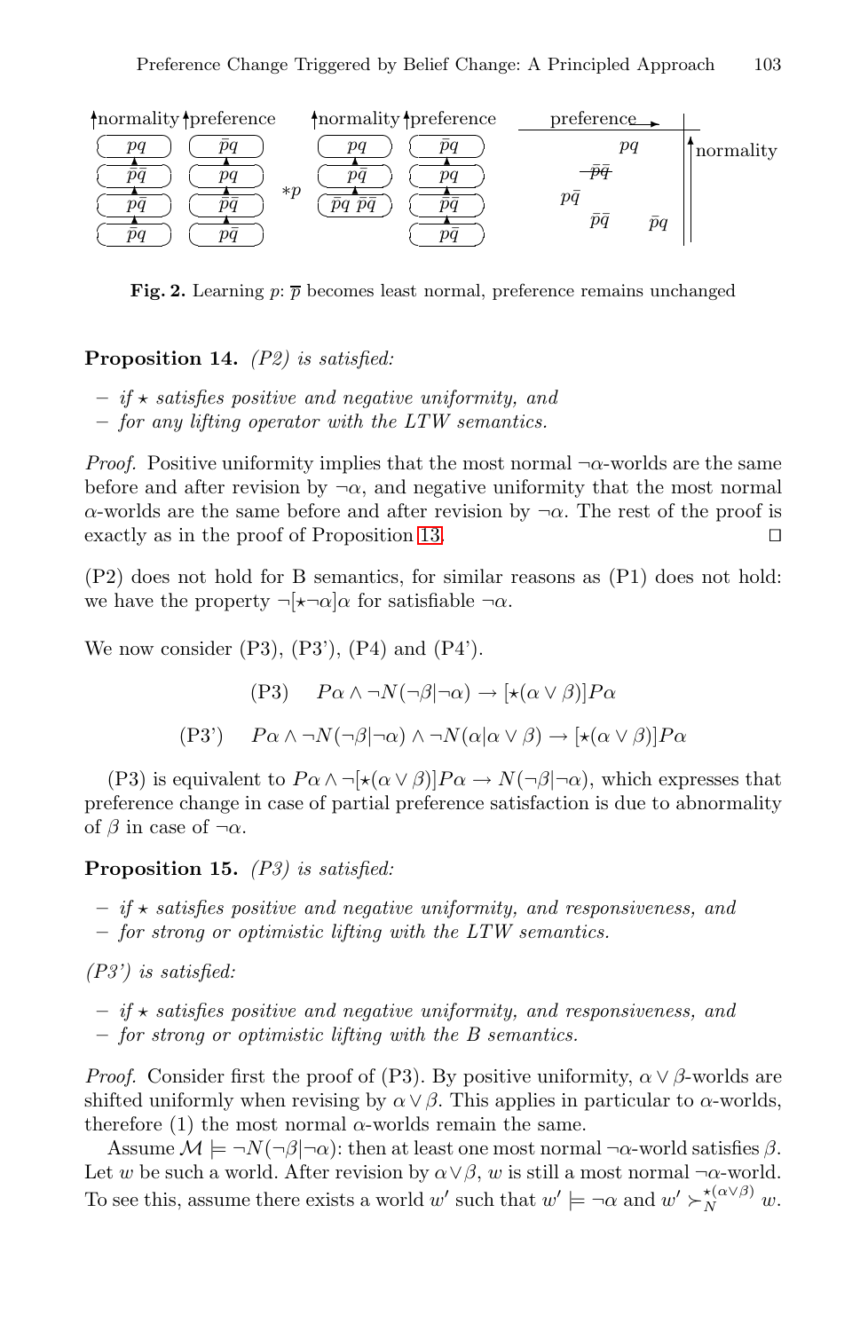**Fig. 2.** Learning $p$: $\overline{p}$ becomes least normal, preference remains unchanged

**Proposition 14.** *(P2) is satisfied:*

- *if $\star$ satisfies positive and negative uniformity, and*
- *for any lifting operator with the LTW semantics.*

*Proof.* Positive uniformity implies that the most normal $\neg\alpha$-worlds are the same before and after revision by $\neg\alpha$, and negative uniformity that the most normal $\alpha$-worlds are the same before and after revision by $\neg\alpha$. The rest of the proof is exactly as in the proof of Proposition 13. □

(P2) does not hold for B semantics, for similar reasons as (P1) does not hold: we have the property $\neg[\star\neg\alpha]\alpha$ for satisfiable $\neg\alpha$.

We now consider (P3), (P3'), (P4) and (P4').

$$\text{(P3)} \quad P\alpha \wedge \neg N(\neg\beta|\neg\alpha) \rightarrow [\star(\alpha \vee \beta)]P\alpha$$

$$\text{(P3')} \quad P\alpha \wedge \neg N(\neg\beta|\neg\alpha) \wedge \neg N(\alpha|\alpha \vee \beta) \rightarrow [\star(\alpha \vee \beta)]P\alpha$$

(P3) is equivalent to $P\alpha \wedge \neg[\star(\alpha \vee \beta)]P\alpha \rightarrow N(\neg\beta|\neg\alpha)$, which expresses that preference change in case of partial preference satisfaction is due to abnormality of $\beta$ in case of $\neg\alpha$.

**Proposition 15.** *(P3) is satisfied:*

- *if $\star$ satisfies positive and negative uniformity, and responsiveness, and*
- *for strong or optimistic lifting with the LTW semantics.*

*(P3') is satisfied:*

- *if $\star$ satisfies positive and negative uniformity, and responsiveness, and*
- *for strong or optimistic lifting with the B semantics.*

*Proof.* Consider first the proof of (P3). By positive uniformity, $\alpha \vee \beta$-worlds are shifted uniformly when revising by $\alpha \vee \beta$. This applies in particular to $\alpha$-worlds, therefore (1) the most normal $\alpha$-worlds remain the same.

Assume $\mathcal{M} \models \neg N(\neg\beta|\neg\alpha)$: then at least one most normal $\neg\alpha$-world satisfies $\beta$. Let $w$ be such a world. After revision by $\alpha \vee \beta$, $w$ is still a most normal $\neg\alpha$-world. To see this, assume there exists a world $w'$ such that $w' \models \neg\alpha$ and $w' \succ_N^{\star(\alpha\vee\beta)} w$.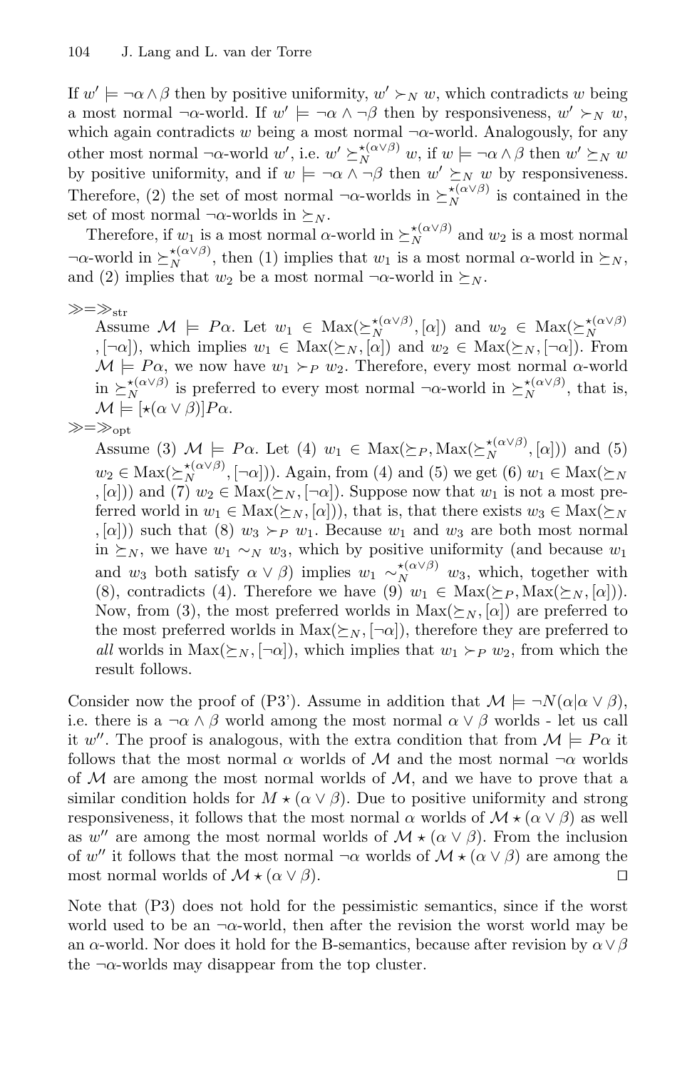If $w' \models \neg\alpha \wedge \beta$ then by positive uniformity, $w' \succ_N w$, which contradicts $w$ being a most normal $\neg\alpha$-world. If $w' \models \neg\alpha \wedge \neg\beta$ then by responsiveness, $w' \succ_N w$, which again contradicts $w$ being a most normal $\neg\alpha$-world. Analogously, for any other most normal $\neg\alpha$-world $w'$, i.e. $w' \succeq_N^{\star(\alpha\vee\beta)} w$, if $w \models \neg\alpha \wedge \beta$ then $w' \succeq_N w$ by positive uniformity, and if $w \models \neg\alpha \wedge \neg\beta$ then $w' \succeq_N w$ by responsiveness. Therefore, (2) the set of most normal $\neg\alpha$-worlds in $\succeq_N^{\star(\alpha\vee\beta)}$ is contained in the set of most normal $\neg\alpha$-worlds in $\succeq_N$.

Therefore, if $w_1$ is a most normal $\alpha$-world in $\succeq_N^{\star(\alpha\vee\beta)}$ and $w_2$ is a most normal $\neg\alpha$-world in $\succeq_N^{\star(\alpha\vee\beta)}$, then (1) implies that $w_1$ is a most normal $\alpha$-world in $\succeq_N$, and (2) implies that $w_2$ be a most normal $\neg\alpha$-world in $\succeq_N$.

$\gg = \gg_{\text{str}}$
: Assume $\mathcal{M} \models P\alpha$. Let $w_1 \in \text{Max}(\succeq_N^{\star(\alpha\vee\beta)}, [\alpha])$ and $w_2 \in \text{Max}(\succeq_N^{\star(\alpha\vee\beta)}, [\neg\alpha])$, which implies $w_1 \in \text{Max}(\succeq_N, [\alpha])$ and $w_2 \in \text{Max}(\succeq_N, [\neg\alpha])$. From $\mathcal{M} \models P\alpha$, we now have $w_1 \succ_P w_2$. Therefore, every most normal $\alpha$-world in $\succeq_N^{\star(\alpha\vee\beta)}$ is preferred to every most normal $\neg\alpha$-world in $\succeq_N^{\star(\alpha\vee\beta)}$, that is, $\mathcal{M} \models [\star(\alpha\vee\beta)]P\alpha$.

$\gg = \gg_{\text{opt}}$
: Assume (3) $\mathcal{M} \models P\alpha$. Let (4) $w_1 \in \text{Max}(\succeq_P, \text{Max}(\succeq_N^{\star(\alpha\vee\beta)}, [\alpha]))$ and (5) $w_2 \in \text{Max}(\succeq_N^{\star(\alpha\vee\beta)}, [\neg\alpha]))$. Again, from (4) and (5) we get (6) $w_1 \in \text{Max}(\succeq_N, [\alpha]))$ and (7) $w_2 \in \text{Max}(\succeq_N, [\neg\alpha])$. Suppose now that $w_1$ is not a most preferred world in $w_1 \in \text{Max}(\succeq_N, [\alpha]))$, that is, that there exists $w_3 \in \text{Max}(\succeq_N, [\alpha]))$ such that (8) $w_3 \succ_P w_1$. Because $w_1$ and $w_3$ are both most normal in $\succeq_N$, we have $w_1 \sim_N w_3$, which by positive uniformity (and because $w_1$ and $w_3$ both satisfy $\alpha \vee \beta$) implies $w_1 \sim_N^{\star(\alpha\vee\beta)} w_3$, which, together with (8), contradicts (4). Therefore we have (9) $w_1 \in \text{Max}(\succeq_P, \text{Max}(\succeq_N, [\alpha]))$. Now, from (3), the most preferred worlds in $\text{Max}(\succeq_N, [\alpha])$ are preferred to the most preferred worlds in $\text{Max}(\succeq_N, [\neg\alpha])$, therefore they are preferred to *all* worlds in $\text{Max}(\succeq_N, [\neg\alpha])$, which implies that $w_1 \succ_P w_2$, from which the result follows.

Consider now the proof of (P3'). Assume in addition that $\mathcal{M} \models \neg N(\alpha|\alpha \vee \beta)$, i.e. there is a $\neg\alpha \wedge \beta$ world among the most normal $\alpha \vee \beta$ worlds - let us call it $w''$. The proof is analogous, with the extra condition that from $\mathcal{M} \models P\alpha$ it follows that the most normal $\alpha$ worlds of $\mathcal{M}$ and the most normal $\neg\alpha$ worlds of $\mathcal{M}$ are among the most normal worlds of $\mathcal{M}$, and we have to prove that a similar condition holds for $M \star (\alpha \vee \beta)$. Due to positive uniformity and strong responsiveness, it follows that the most normal $\alpha$ worlds of $\mathcal{M} \star (\alpha \vee \beta)$ as well as $w''$ are among the most normal worlds of $\mathcal{M} \star (\alpha \vee \beta)$. From the inclusion of $w''$ it follows that the most normal $\neg\alpha$ worlds of $\mathcal{M} \star (\alpha \vee \beta)$ are among the most normal worlds of $\mathcal{M} \star (\alpha \vee \beta)$. $\square$

Note that (P3) does not hold for the pessimistic semantics, since if the worst world used to be an $\neg\alpha$-world, then after the revision the worst world may be an $\alpha$-world. Nor does it hold for the B-semantics, because after revision by $\alpha \vee \beta$ the $\neg\alpha$-worlds may disappear from the top cluster.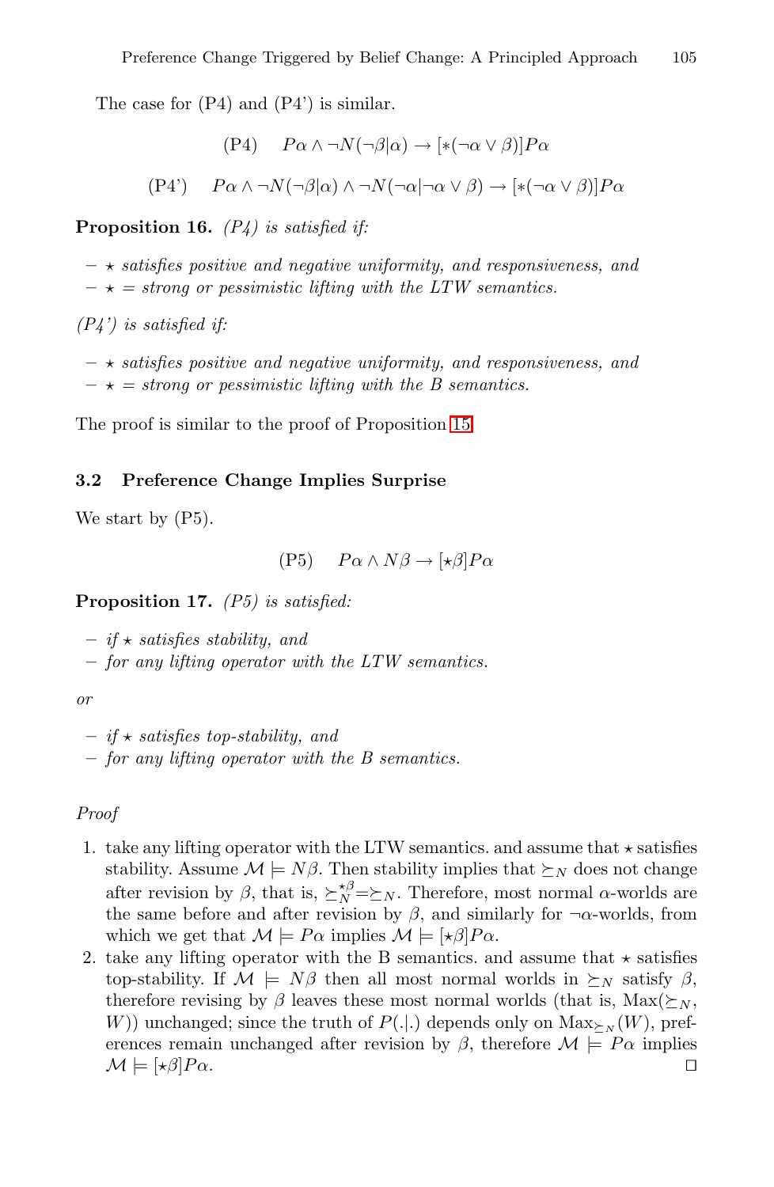The case for (P4) and (P4') is similar.

$$\text{(P4)} \quad P\alpha \wedge \neg N(\neg\beta|\alpha) \rightarrow [*(\neg\alpha \vee \beta)]P\alpha$$

$$\text{(P4')} \quad P\alpha \wedge \neg N(\neg\beta|\alpha) \wedge \neg N(\neg\alpha|\neg\alpha \vee \beta) \rightarrow [*(\neg\alpha \vee \beta)]P\alpha$$

**Proposition 16.** *(P4) is satisfied if:*

- *$\star$ satisfies positive and negative uniformity, and responsiveness, and*
- *$\star$ = strong or pessimistic lifting with the LTW semantics.*

*(P4') is satisfied if:*

- *$\star$ satisfies positive and negative uniformity, and responsiveness, and*
- *$\star$ = strong or pessimistic lifting with the B semantics.*

The proof is similar to the proof of Proposition 15.

### 3.2 Preference Change Implies Surprise

We start by (P5).

$$\text{(P5)} \quad P\alpha \wedge N\beta \rightarrow [\star\beta]P\alpha$$

**Proposition 17.** *(P5) is satisfied:*

- *if $\star$ satisfies stability, and*
- *for any lifting operator with the LTW semantics.*

*or*

- *if $\star$ satisfies top-stability, and*
- *for any lifting operator with the B semantics.*

*Proof*

1. take any lifting operator with the LTW semantics. and assume that $\star$ satisfies stability. Assume $\mathcal{M} \models N\beta$. Then stability implies that $\succeq_N$ does not change after revision by $\beta$, that is, $\succeq_N^{\star\beta} = \succeq_N$. Therefore, most normal $\alpha$-worlds are the same before and after revision by $\beta$, and similarly for $\neg\alpha$-worlds, from which we get that $\mathcal{M} \models P\alpha$ implies $\mathcal{M} \models [\star\beta]P\alpha$.
2. take any lifting operator with the B semantics. and assume that $\star$ satisfies top-stability. If $\mathcal{M} \models N\beta$ then all most normal worlds in $\succeq_N$ satisfy $\beta$, therefore revising by $\beta$ leaves these most normal worlds (that is, $\text{Max}(\succeq_N, W)$) unchanged; since the truth of $P(.|.)$ depends only on $\text{Max}_{\succeq_N}(W)$, preferences remain unchanged after revision by $\beta$, therefore $\mathcal{M} \models P\alpha$ implies $\mathcal{M} \models [\star\beta]P\alpha$. $\square$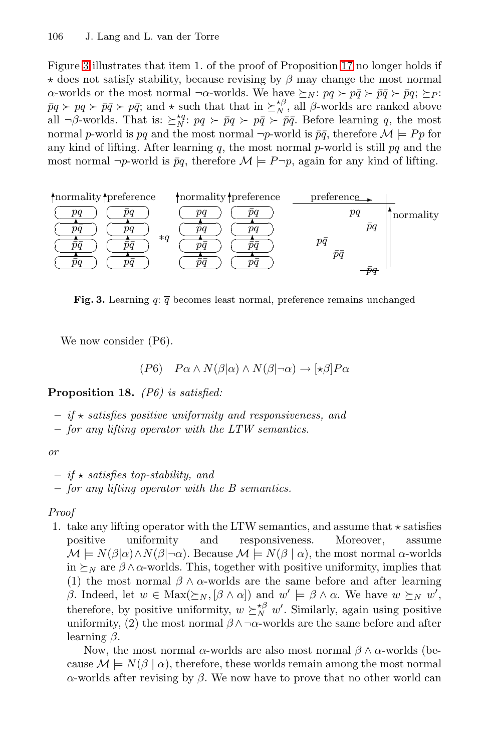Figure 3 illustrates that item 1. of the proof of Proposition 17 no longer holds if $\star$ does not satisfy stability, because revising by $\beta$ may change the most normal $\alpha$-worlds or the most normal $\neg\alpha$-worlds. We have $\succeq_N$: $pq \succ p\bar{q} \succ \bar{p}\bar{q} \succ \bar{p}q$; $\succeq_P$: $\bar{p}q \succ pq \succ \bar{p}\bar{q} \succ p\bar{q}$; and $\star$ such that that in $\succeq_N^{\star\beta}$, all $\beta$-worlds are ranked above all $\neg\beta$-worlds. That is: $\succeq_N^{\star q}$: $pq \succ \bar{p}q \succ p\bar{q} \succ \bar{p}\bar{q}$. Before learning $q$, the most normal $p$-world is $pq$ and the most normal $\neg p$-world is $\bar{p}\bar{q}$, therefore $\mathcal{M} \models Pp$ for any kind of lifting. After learning $q$, the most normal $p$-world is still $pq$ and the most normal $\neg p$-world is $\bar{p}q$, therefore $\mathcal{M} \models P\neg p$, again for any kind of lifting.

**Fig. 3.** Learning $q$: $\overline{q}$ becomes least normal, preference remains unchanged

We now consider (P6).

$$(P6) \quad P\alpha \wedge N(\beta|\alpha) \wedge N(\beta|\neg\alpha) \rightarrow [\star\beta]P\alpha$$

**Proposition 18.** *(P6) is satisfied:*

- *if $\star$ satisfies positive uniformity and responsiveness, and*
- *for any lifting operator with the LTW semantics.*

*or*

- *if $\star$ satisfies top-stability, and*
- *for any lifting operator with the B semantics.*

*Proof*

1. take any lifting operator with the LTW semantics, and assume that $\star$ satisfies positive uniformity and responsiveness. Moreover, assume $\mathcal{M} \models N(\beta|\alpha) \wedge N(\beta|\neg\alpha)$. Because $\mathcal{M} \models N(\beta \mid \alpha)$, the most normal $\alpha$-worlds in $\succeq_N$ are $\beta \wedge \alpha$-worlds. This, together with positive uniformity, implies that (1) the most normal $\beta \wedge \alpha$-worlds are the same before and after learning $\beta$. Indeed, let $w \in \mathrm{Max}(\succeq_N, [\beta \wedge \alpha])$ and $w' \models \beta \wedge \alpha$. We have $w \succeq_N w'$, therefore, by positive uniformity, $w \succeq_N^{\star\beta} w'$. Similarly, again using positive uniformity, (2) the most normal $\beta \wedge \neg\alpha$-worlds are the same before and after learning $\beta$.

   Now, the most normal $\alpha$-worlds are also most normal $\beta \wedge \alpha$-worlds (because $\mathcal{M} \models N(\beta \mid \alpha)$, therefore, these worlds remain among the most normal $\alpha$-worlds after revising by $\beta$. We now have to prove that no other world can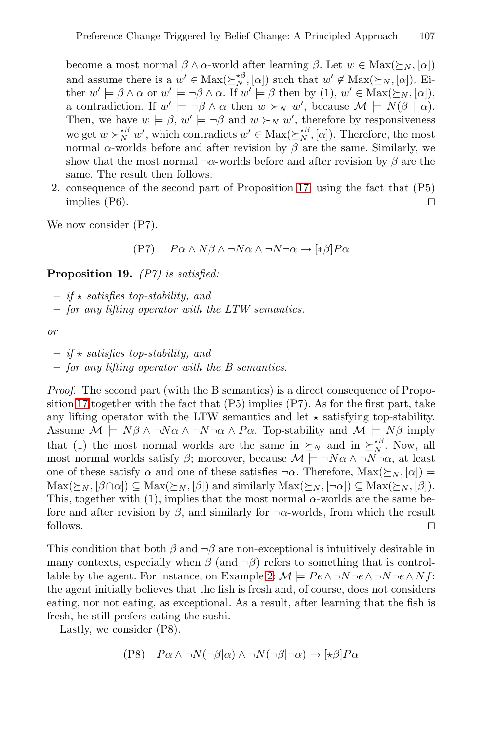become a most normal $\beta \wedge \alpha$-world after learning $\beta$. Let $w \in \text{Max}(\succeq_N, [\alpha])$ and assume there is a $w' \in \text{Max}(\succeq_N^{\star\beta}, [\alpha])$ such that $w' \notin \text{Max}(\succeq_N, [\alpha])$. Either $w' \models \beta \wedge \alpha$ or $w' \models \neg\beta \wedge \alpha$. If $w' \models \beta$ then by (1), $w' \in \text{Max}(\succeq_N, [\alpha])$, a contradiction. If $w' \models \neg\beta \wedge \alpha$ then $w \succ_N w'$, because $\mathcal{M} \models N(\beta \mid \alpha)$. Then, we have $w \models \beta$, $w' \models \neg\beta$ and $w \succ_N w'$, therefore by responsiveness we get $w \succ_N^{\star\beta} w'$, which contradicts $w' \in \text{Max}(\succeq_N^{\star\beta}, [\alpha])$. Therefore, the most normal $\alpha$-worlds before and after revision by $\beta$ are the same. Similarly, we show that the most normal $\neg\alpha$-worlds before and after revision by $\beta$ are the same. The result then follows.

2. consequence of the second part of Proposition 17, using the fact that (P5) implies (P6). □

We now consider (P7).

$$\text{(P7)} \quad P\alpha \wedge N\beta \wedge \neg N\alpha \wedge \neg N\neg\alpha \rightarrow [*\beta]P\alpha$$

**Proposition 19.** *(P7) is satisfied:*

- *if $\star$ satisfies top-stability, and*
- *for any lifting operator with the LTW semantics.*

*or*

- *if $\star$ satisfies top-stability, and*
- *for any lifting operator with the B semantics.*

*Proof.* The second part (with the B semantics) is a direct consequence of Proposition 17 together with the fact that (P5) implies (P7). As for the first part, take any lifting operator with the LTW semantics and let $\star$ satisfying top-stability. Assume $\mathcal{M} \models N\beta \wedge \neg N\alpha \wedge \neg N\neg\alpha \wedge P\alpha$. Top-stability and $\mathcal{M} \models N\beta$ imply that (1) the most normal worlds are the same in $\succeq_N$ and in $\succeq_N^{\star\beta}$. Now, all most normal worlds satisfy $\beta$; moreover, because $\mathcal{M} \models \neg N\alpha \wedge \neg N\neg\alpha$, at least one of these satisfy $\alpha$ and one of these satisfies $\neg\alpha$. Therefore, $\text{Max}(\succeq_N, [\alpha]) = \text{Max}(\succeq_N, [\beta \cap \alpha]) \subseteq \text{Max}(\succeq_N, [\beta])$ and similarly $\text{Max}(\succeq_N, [\neg\alpha]) \subseteq \text{Max}(\succeq_N, [\beta])$. This, together with (1), implies that the most normal $\alpha$-worlds are the same before and after revision by $\beta$, and similarly for $\neg\alpha$-worlds, from which the result follows. □

This condition that both $\beta$ and $\neg\beta$ are non-exceptional is intuitively desirable in many contexts, especially when $\beta$ (and $\neg\beta$) refers to something that is controllable by the agent. For instance, on Example 2, $\mathcal{M} \models Pe \wedge \neg N\neg e \wedge \neg N\neg e \wedge Nf$: the agent initially believes that the fish is fresh and, of course, does not considers eating, nor not eating, as exceptional. As a result, after learning that the fish is fresh, he still prefers eating the sushi.

Lastly, we consider (P8).

$$\text{(P8)} \quad P\alpha \wedge \neg N(\neg\beta|\alpha) \wedge \neg N(\neg\beta|\neg\alpha) \rightarrow [\star\beta]P\alpha$$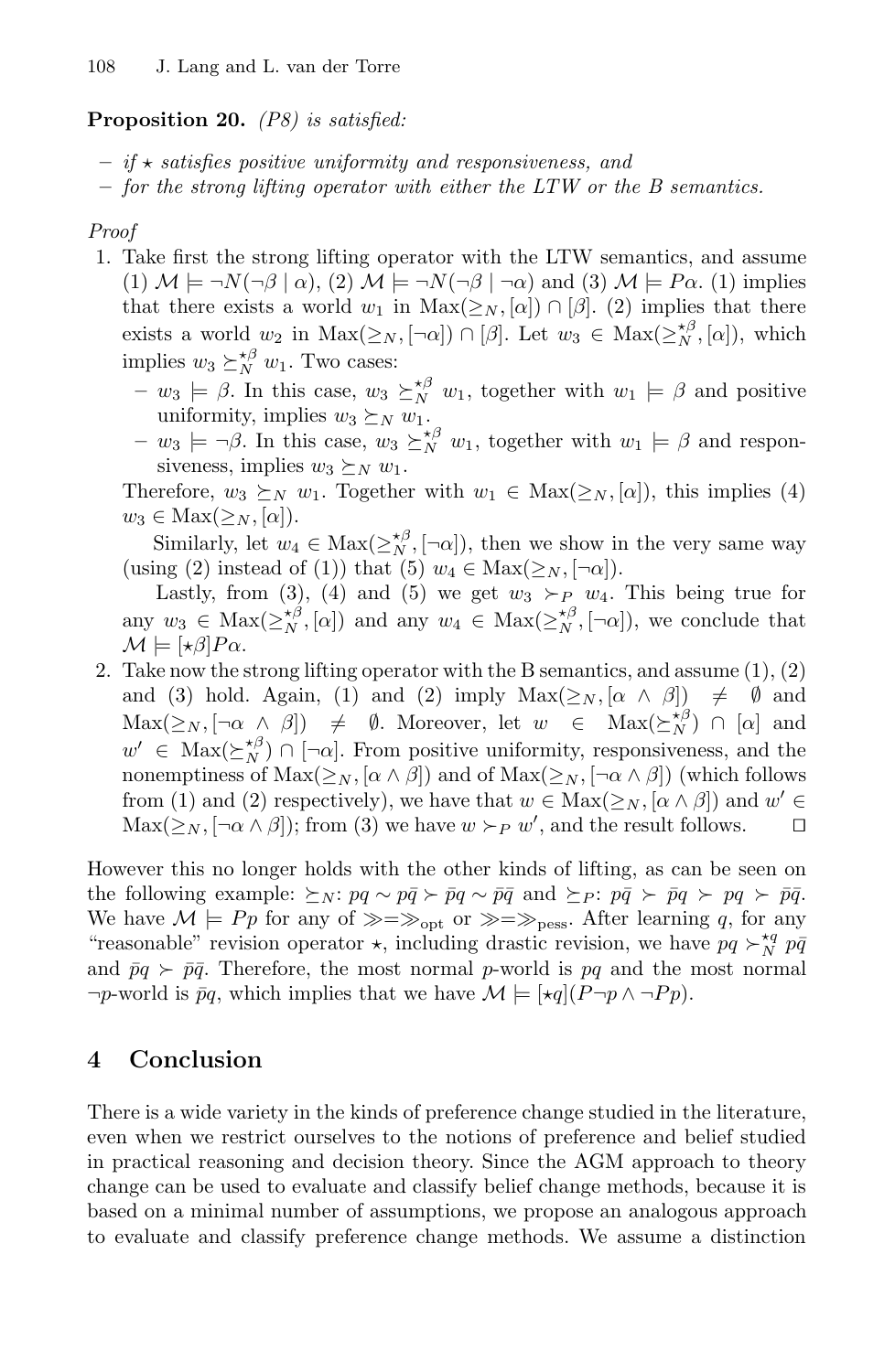**Proposition 20.** *(P8) is satisfied:*

- *if $\star$ satisfies positive uniformity and responsiveness, and*
- *for the strong lifting operator with either the LTW or the B semantics.*

*Proof*

1. Take first the strong lifting operator with the LTW semantics, and assume (1) $\mathcal{M} \models \neg N(\neg\beta \mid \alpha)$, (2) $\mathcal{M} \models \neg N(\neg\beta \mid \neg\alpha)$ and (3) $\mathcal{M} \models P\alpha$. (1) implies that there exists a world $w_1$ in $\text{Max}(\geq_N, [\alpha]) \cap [\beta]$. (2) implies that there exists a world $w_2$ in $\text{Max}(\geq_N, [\neg\alpha]) \cap [\beta]$. Let $w_3 \in \text{Max}(\geq_N^{\star\beta}, [\alpha])$, which implies $w_3 \succeq_N^{\star\beta} w_1$. Two cases:
   - $w_3 \models \beta$. In this case, $w_3 \succeq_N^{\star\beta} w_1$, together with $w_1 \models \beta$ and positive uniformity, implies $w_3 \succeq_N w_1$.
   - $w_3 \models \neg\beta$. In this case, $w_3 \succeq_N^{\star\beta} w_1$, together with $w_1 \models \beta$ and responsiveness, implies $w_3 \succeq_N w_1$.

   Therefore, $w_3 \succeq_N w_1$. Together with $w_1 \in \text{Max}(\geq_N, [\alpha])$, this implies (4) $w_3 \in \text{Max}(\geq_N, [\alpha])$.

   Similarly, let $w_4 \in \text{Max}(\geq_N^{\star\beta}, [\neg\alpha])$, then we show in the very same way (using (2) instead of (1)) that (5) $w_4 \in \text{Max}(\geq_N, [\neg\alpha])$.

   Lastly, from (3), (4) and (5) we get $w_3 \succ_P w_4$. This being true for any $w_3 \in \text{Max}(\geq_N^{\star\beta}, [\alpha])$ and any $w_4 \in \text{Max}(\geq_N^{\star\beta}, [\neg\alpha])$, we conclude that $\mathcal{M} \models [\star\beta]P\alpha$.
2. Take now the strong lifting operator with the B semantics, and assume (1), (2) and (3) hold. Again, (1) and (2) imply $\text{Max}(\geq_N, [\alpha \wedge \beta]) \neq \emptyset$ and $\text{Max}(\geq_N, [\neg\alpha \wedge \beta]) \neq \emptyset$. Moreover, let $w \in \text{Max}(\succeq_N^{\star\beta}) \cap [\alpha]$ and $w' \in \text{Max}(\succeq_N^{\star\beta}) \cap [\neg\alpha]$. From positive uniformity, responsiveness, and the nonemptiness of $\text{Max}(\geq_N, [\alpha \wedge \beta])$ and of $\text{Max}(\geq_N, [\neg\alpha \wedge \beta])$ (which follows from (1) and (2) respectively), we have that $w \in \text{Max}(\geq_N, [\alpha \wedge \beta])$ and $w' \in \text{Max}(\geq_N, [\neg\alpha \wedge \beta])$; from (3) we have $w \succ_P w'$, and the result follows. $\square$

However this no longer holds with the other kinds of lifting, as can be seen on the following example: $\succeq_N$: $pq \sim p\bar{q} \succ \bar{p}q \sim \bar{p}\bar{q}$ and $\succeq_P$: $p\bar{q} \succ \bar{p}q \succ pq \succ \bar{p}\bar{q}$. We have $\mathcal{M} \models Pp$ for any of $\gg = \gg_{\text{opt}}$ or $\gg = \gg_{\text{pess}}$. After learning $q$, for any "reasonable" revision operator $\star$, including drastic revision, we have $pq \succ_N^{\star q} p\bar{q}$ and $\bar{p}q \succ \bar{p}\bar{q}$. Therefore, the most normal $p$-world is $pq$ and the most normal $\neg p$-world is $\bar{p}q$, which implies that we have $\mathcal{M} \models [\star q](P\neg p \wedge \neg Pp)$.

## 4 Conclusion

There is a wide variety in the kinds of preference change studied in the literature, even when we restrict ourselves to the notions of preference and belief studied in practical reasoning and decision theory. Since the AGM approach to theory change can be used to evaluate and classify belief change methods, because it is based on a minimal number of assumptions, we propose an analogous approach to evaluate and classify preference change methods. We assume a distinction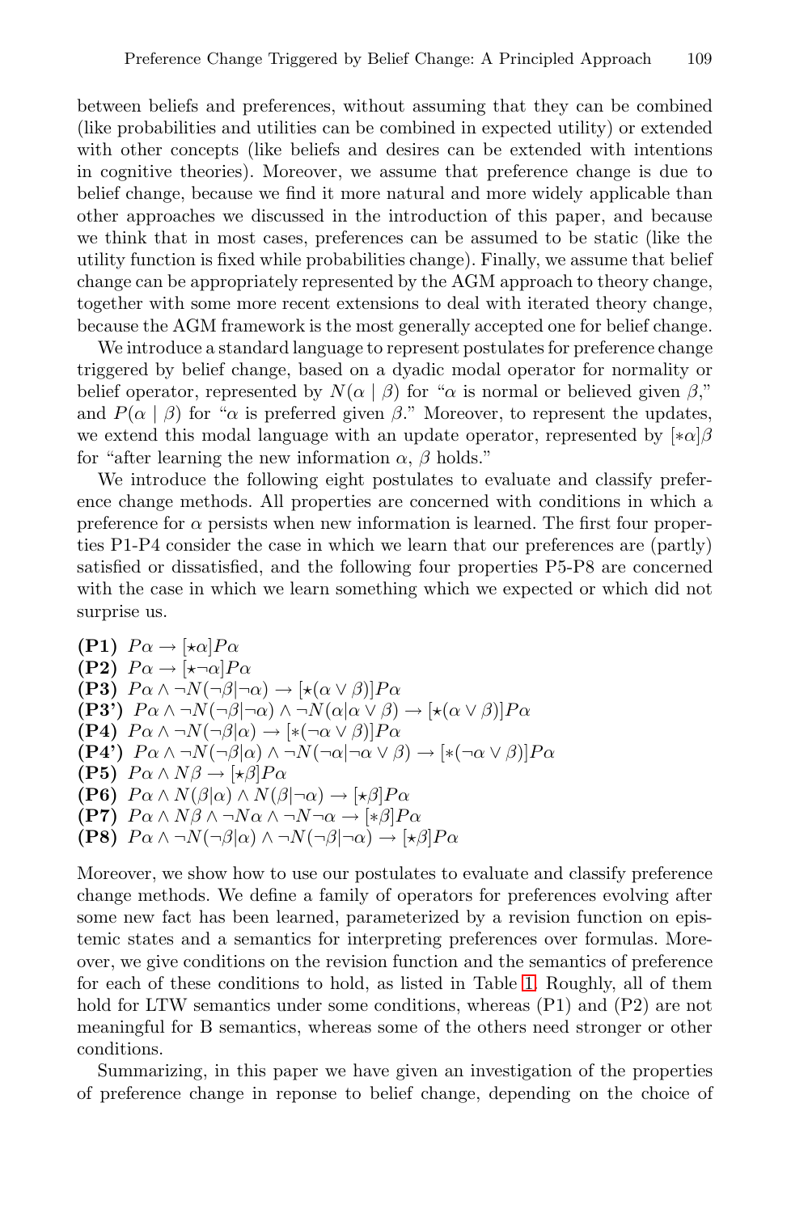between beliefs and preferences, without assuming that they can be combined (like probabilities and utilities can be combined in expected utility) or extended with other concepts (like beliefs and desires can be extended with intentions in cognitive theories). Moreover, we assume that preference change is due to belief change, because we find it more natural and more widely applicable than other approaches we discussed in the introduction of this paper, and because we think that in most cases, preferences can be assumed to be static (like the utility function is fixed while probabilities change). Finally, we assume that belief change can be appropriately represented by the AGM approach to theory change, together with some more recent extensions to deal with iterated theory change, because the AGM framework is the most generally accepted one for belief change.

We introduce a standard language to represent postulates for preference change triggered by belief change, based on a dyadic modal operator for normality or belief operator, represented by $N(\alpha \mid \beta)$ for "$\alpha$ is normal or believed given $\beta$," and $P(\alpha \mid \beta)$ for "$\alpha$ is preferred given $\beta$." Moreover, to represent the updates, we extend this modal language with an update operator, represented by $[*\alpha]\beta$ for "after learning the new information $\alpha$, $\beta$ holds."

We introduce the following eight postulates to evaluate and classify preference change methods. All properties are concerned with conditions in which a preference for $\alpha$ persists when new information is learned. The first four properties P1-P4 consider the case in which we learn that our preferences are (partly) satisfied or dissatisfied, and the following four properties P5-P8 are concerned with the case in which we learn something which we expected or which did not surprise us.

**(P1)** $P\alpha \rightarrow [\star\alpha]P\alpha$
**(P2)** $P\alpha \rightarrow [\star\neg\alpha]P\alpha$
**(P3)** $P\alpha \wedge \neg N(\neg\beta|\neg\alpha) \rightarrow [\star(\alpha \vee \beta)]P\alpha$
**(P3')** $P\alpha \wedge \neg N(\neg\beta|\neg\alpha) \wedge \neg N(\alpha|\alpha \vee \beta) \rightarrow [\star(\alpha \vee \beta)]P\alpha$
**(P4)** $P\alpha \wedge \neg N(\neg\beta|\alpha) \rightarrow [*(\neg\alpha \vee \beta)]P\alpha$
**(P4')** $P\alpha \wedge \neg N(\neg\beta|\alpha) \wedge \neg N(\neg\alpha|\neg\alpha \vee \beta) \rightarrow [*(\neg\alpha \vee \beta)]P\alpha$
**(P5)** $P\alpha \wedge N\beta \rightarrow [\star\beta]P\alpha$
**(P6)** $P\alpha \wedge N(\beta|\alpha) \wedge N(\beta|\neg\alpha) \rightarrow [\star\beta]P\alpha$
**(P7)** $P\alpha \wedge N\beta \wedge \neg N\alpha \wedge \neg N\neg\alpha \rightarrow [*\beta]P\alpha$
**(P8)** $P\alpha \wedge \neg N(\neg\beta|\alpha) \wedge \neg N(\neg\beta|\neg\alpha) \rightarrow [\star\beta]P\alpha$

Moreover, we show how to use our postulates to evaluate and classify preference change methods. We define a family of operators for preferences evolving after some new fact has been learned, parameterized by a revision function on epistemic states and a semantics for interpreting preferences over formulas. Moreover, we give conditions on the revision function and the semantics of preference for each of these conditions to hold, as listed in Table 1. Roughly, all of them hold for LTW semantics under some conditions, whereas (P1) and (P2) are not meaningful for B semantics, whereas some of the others need stronger or other conditions.

Summarizing, in this paper we have given an investigation of the properties of preference change in reponse to belief change, depending on the choice of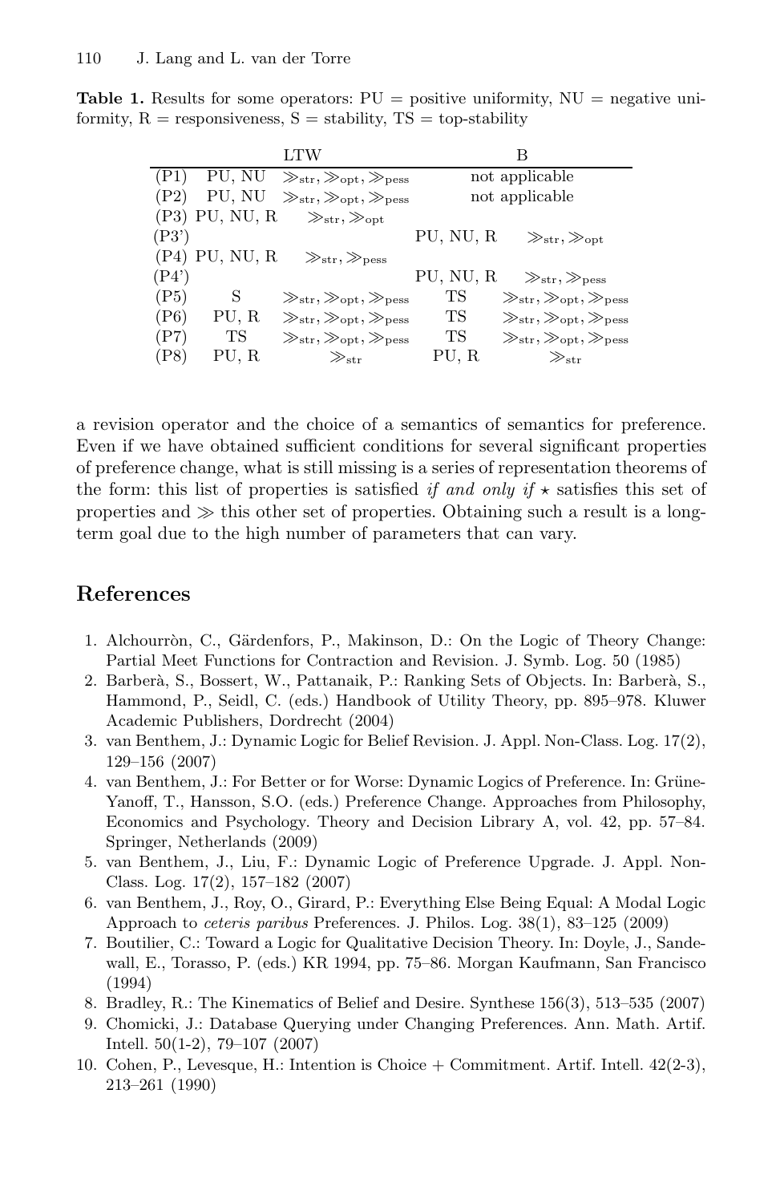**Table 1.** Results for some operators: PU = positive uniformity, NU = negative uniformity, R = responsiveness, S = stability, TS = top-stability

| | LTW | | B | |
|---|---|---|---|---|
| (P1) | PU, NU | $\gg_{\text{str}}, \gg_{\text{opt}}, \gg_{\text{pess}}$ | not applicable | |
| (P2) | PU, NU | $\gg_{\text{str}}, \gg_{\text{opt}}, \gg_{\text{pess}}$ | not applicable | |
| (P3) | PU, NU, R | $\gg_{\text{str}}, \gg_{\text{opt}}$ | | |
| (P3') | | | PU, NU, R | $\gg_{\text{str}}, \gg_{\text{opt}}$ |
| (P4) | PU, NU, R | $\gg_{\text{str}}, \gg_{\text{pess}}$ | | |
| (P4') | | | PU, NU, R | $\gg_{\text{str}}, \gg_{\text{pess}}$ |
| (P5) | S | $\gg_{\text{str}}, \gg_{\text{opt}}, \gg_{\text{pess}}$ | TS | $\gg_{\text{str}}, \gg_{\text{opt}}, \gg_{\text{pess}}$ |
| (P6) | PU, R | $\gg_{\text{str}}, \gg_{\text{opt}}, \gg_{\text{pess}}$ | TS | $\gg_{\text{str}}, \gg_{\text{opt}}, \gg_{\text{pess}}$ |
| (P7) | TS | $\gg_{\text{str}}, \gg_{\text{opt}}, \gg_{\text{pess}}$ | TS | $\gg_{\text{str}}, \gg_{\text{opt}}, \gg_{\text{pess}}$ |
| (P8) | PU, R | $\gg_{\text{str}}$ | PU, R | $\gg_{\text{str}}$ |

a revision operator and the choice of a semantics of semantics for preference. Even if we have obtained sufficient conditions for several significant properties of preference change, what is still missing is a series of representation theorems of the form: this list of properties is satisfied *if and only if* $\star$ satisfies this set of properties and $\gg$ this other set of properties. Obtaining such a result is a long-term goal due to the high number of parameters that can vary.

## References

1. Alchourròn, C., Gärdenfors, P., Makinson, D.: On the Logic of Theory Change: Partial Meet Functions for Contraction and Revision. J. Symb. Log. 50 (1985)
2. Barberà, S., Bossert, W., Pattanaik, P.: Ranking Sets of Objects. In: Barberà, S., Hammond, P., Seidl, C. (eds.) Handbook of Utility Theory, pp. 895–978. Kluwer Academic Publishers, Dordrecht (2004)
3. van Benthem, J.: Dynamic Logic for Belief Revision. J. Appl. Non-Class. Log. 17(2), 129–156 (2007)
4. van Benthem, J.: For Better or for Worse: Dynamic Logics of Preference. In: Grüne-Yanoff, T., Hansson, S.O. (eds.) Preference Change. Approaches from Philosophy, Economics and Psychology. Theory and Decision Library A, vol. 42, pp. 57–84. Springer, Netherlands (2009)
5. van Benthem, J., Liu, F.: Dynamic Logic of Preference Upgrade. J. Appl. Non-Class. Log. 17(2), 157–182 (2007)
6. van Benthem, J., Roy, O., Girard, P.: Everything Else Being Equal: A Modal Logic Approach to *ceteris paribus* Preferences. J. Philos. Log. 38(1), 83–125 (2009)
7. Boutilier, C.: Toward a Logic for Qualitative Decision Theory. In: Doyle, J., Sandewall, E., Torasso, P. (eds.) KR 1994, pp. 75–86. Morgan Kaufmann, San Francisco (1994)
8. Bradley, R.: The Kinematics of Belief and Desire. Synthese 156(3), 513–535 (2007)
9. Chomicki, J.: Database Querying under Changing Preferences. Ann. Math. Artif. Intell. 50(1-2), 79–107 (2007)
10. Cohen, P., Levesque, H.: Intention is Choice + Commitment. Artif. Intell. 42(2-3), 213–261 (1990)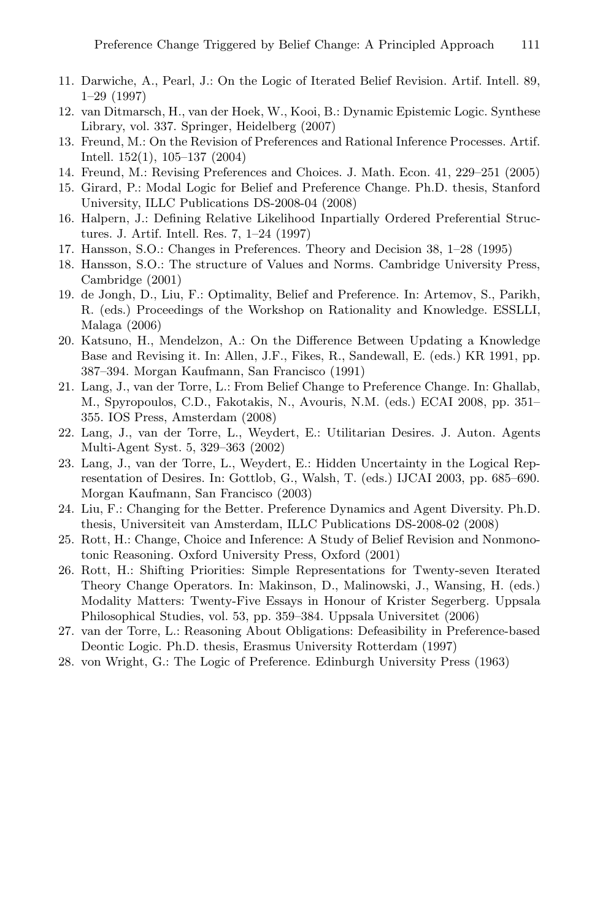11. Darwiche, A., Pearl, J.: On the Logic of Iterated Belief Revision. Artif. Intell. 89, 1–29 (1997)
12. van Ditmarsch, H., van der Hoek, W., Kooi, B.: Dynamic Epistemic Logic. Synthese Library, vol. 337. Springer, Heidelberg (2007)
13. Freund, M.: On the Revision of Preferences and Rational Inference Processes. Artif. Intell. 152(1), 105–137 (2004)
14. Freund, M.: Revising Preferences and Choices. J. Math. Econ. 41, 229–251 (2005)
15. Girard, P.: Modal Logic for Belief and Preference Change. Ph.D. thesis, Stanford University, ILLC Publications DS-2008-04 (2008)
16. Halpern, J.: Defining Relative Likelihood Inpartially Ordered Preferential Structures. J. Artif. Intell. Res. 7, 1–24 (1997)
17. Hansson, S.O.: Changes in Preferences. Theory and Decision 38, 1–28 (1995)
18. Hansson, S.O.: The structure of Values and Norms. Cambridge University Press, Cambridge (2001)
19. de Jongh, D., Liu, F.: Optimality, Belief and Preference. In: Artemov, S., Parikh, R. (eds.) Proceedings of the Workshop on Rationality and Knowledge. ESSLLI, Malaga (2006)
20. Katsuno, H., Mendelzon, A.: On the Difference Between Updating a Knowledge Base and Revising it. In: Allen, J.F., Fikes, R., Sandewall, E. (eds.) KR 1991, pp. 387–394. Morgan Kaufmann, San Francisco (1991)
21. Lang, J., van der Torre, L.: From Belief Change to Preference Change. In: Ghallab, M., Spyropoulos, C.D., Fakotakis, N., Avouris, N.M. (eds.) ECAI 2008, pp. 351–355. IOS Press, Amsterdam (2008)
22. Lang, J., van der Torre, L., Weydert, E.: Utilitarian Desires. J. Auton. Agents Multi-Agent Syst. 5, 329–363 (2002)
23. Lang, J., van der Torre, L., Weydert, E.: Hidden Uncertainty in the Logical Representation of Desires. In: Gottlob, G., Walsh, T. (eds.) IJCAI 2003, pp. 685–690. Morgan Kaufmann, San Francisco (2003)
24. Liu, F.: Changing for the Better. Preference Dynamics and Agent Diversity. Ph.D. thesis, Universiteit van Amsterdam, ILLC Publications DS-2008-02 (2008)
25. Rott, H.: Change, Choice and Inference: A Study of Belief Revision and Nonmonotonic Reasoning. Oxford University Press, Oxford (2001)
26. Rott, H.: Shifting Priorities: Simple Representations for Twenty-seven Iterated Theory Change Operators. In: Makinson, D., Malinowski, J., Wansing, H. (eds.) Modality Matters: Twenty-Five Essays in Honour of Krister Segerberg. Uppsala Philosophical Studies, vol. 53, pp. 359–384. Uppsala Universitet (2006)
27. van der Torre, L.: Reasoning About Obligations: Defeasibility in Preference-based Deontic Logic. Ph.D. thesis, Erasmus University Rotterdam (1997)
28. von Wright, G.: The Logic of Preference. Edinburgh University Press (1963)